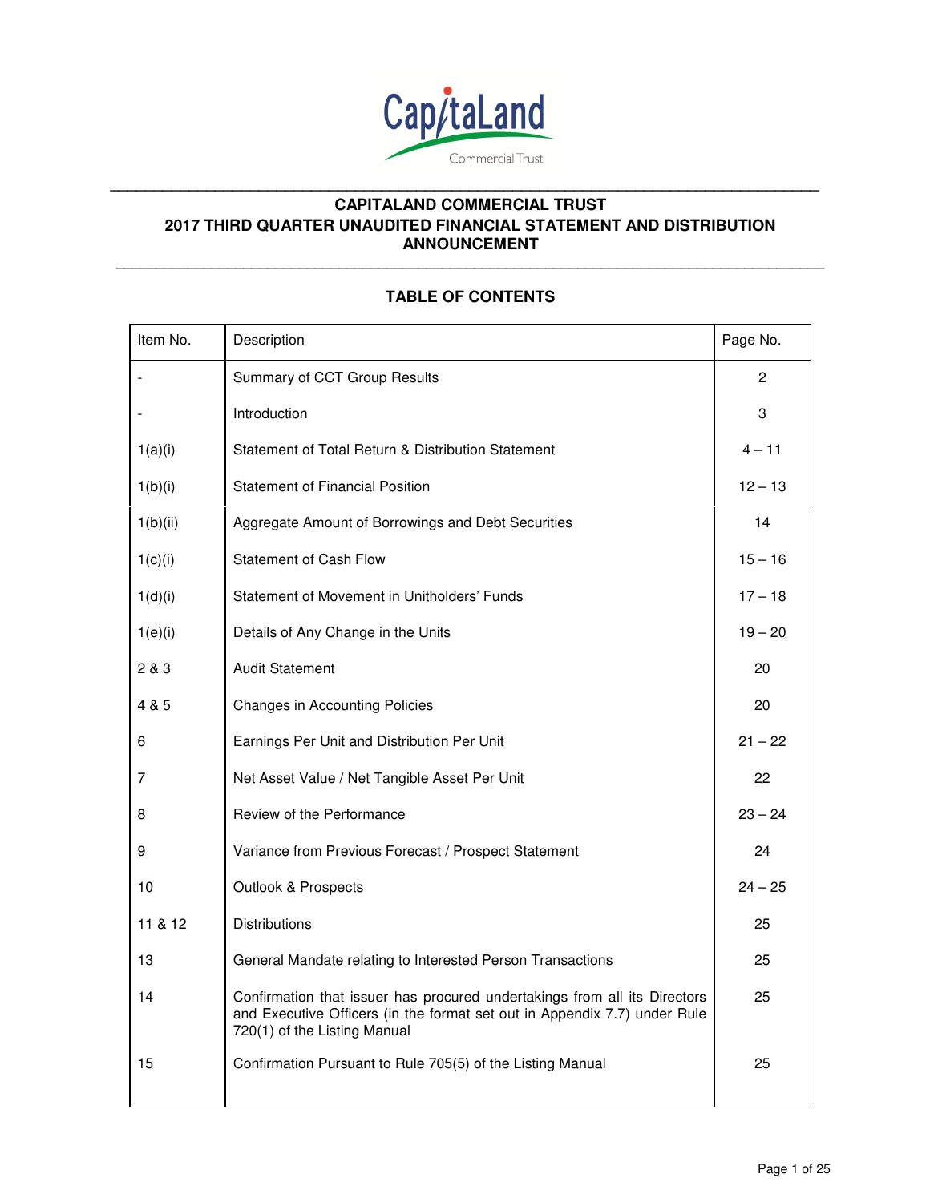# CAPITALAND COMMERCIAL TRUST
# 2017 THIRD QUARTER UNAUDITED FINANCIAL STATEMENT AND DISTRIBUTION ANNOUNCEMENT

## TABLE OF CONTENTS

| Item No. | Description | Page No. |
|---|---|---|
| - | Summary of CCT Group Results | 2 |
| - | Introduction | 3 |
| 1(a)(i) | Statement of Total Return & Distribution Statement | 4 – 11 |
| 1(b)(i) | Statement of Financial Position | 12 – 13 |
| 1(b)(ii) | Aggregate Amount of Borrowings and Debt Securities | 14 |
| 1(c)(i) | Statement of Cash Flow | 15 – 16 |
| 1(d)(i) | Statement of Movement in Unitholders' Funds | 17 – 18 |
| 1(e)(i) | Details of Any Change in the Units | 19 – 20 |
| 2 & 3 | Audit Statement | 20 |
| 4 & 5 | Changes in Accounting Policies | 20 |
| 6 | Earnings Per Unit and Distribution Per Unit | 21 – 22 |
| 7 | Net Asset Value / Net Tangible Asset Per Unit | 22 |
| 8 | Review of the Performance | 23 – 24 |
| 9 | Variance from Previous Forecast / Prospect Statement | 24 |
| 10 | Outlook & Prospects | 24 – 25 |
| 11 & 12 | Distributions | 25 |
| 13 | General Mandate relating to Interested Person Transactions | 25 |
| 14 | Confirmation that issuer has procured undertakings from all its Directors and Executive Officers (in the format set out in Appendix 7.7) under Rule 720(1) of the Listing Manual | 25 |
| 15 | Confirmation Pursuant to Rule 705(5) of the Listing Manual | 25 |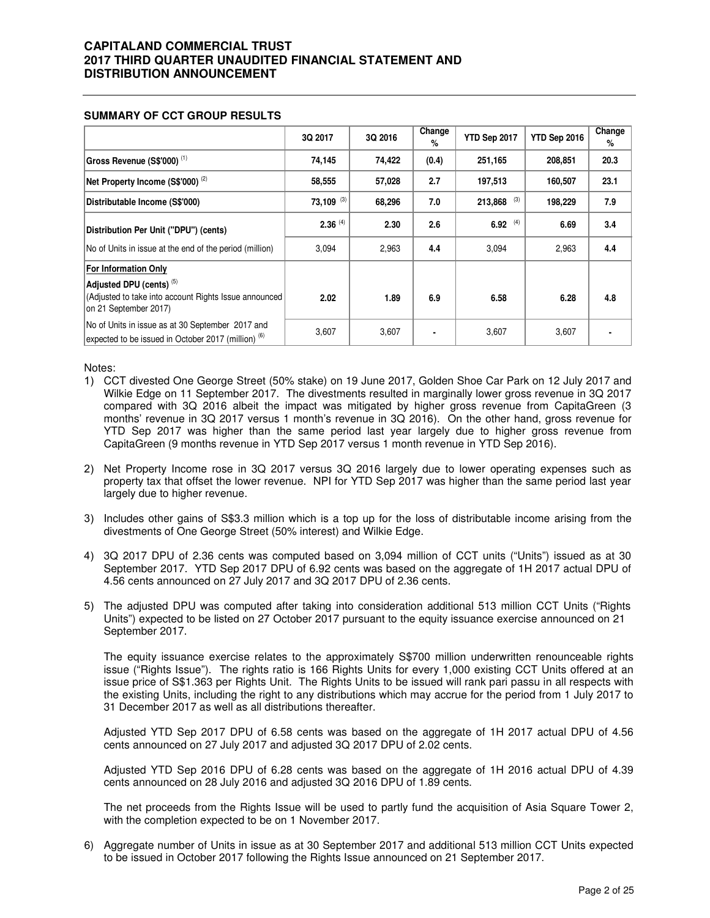**SUMMARY OF CCT GROUP RESULTS**

| | 3Q 2017 | 3Q 2016 | Change % | YTD Sep 2017 | YTD Sep 2016 | Change % |
|---|---|---|---|---|---|---|
| Gross Revenue (S$'000) [1] | 74,145 | 74,422 | (0.4) | 251,165 | 208,851 | 20.3 |
| Net Property Income (S$'000) [2] | 58,555 | 57,028 | 2.7 | 197,513 | 160,507 | 23.1 |
| Distributable Income (S$'000) | 73,109 [3] | 68,296 | 7.0 | 213,868 [3] | 198,229 | 7.9 |
| Distribution Per Unit ("DPU") (cents) | 2.36 [4] | 2.30 | 2.6 | 6.92 [4] | 6.69 | 3.4 |
| No of Units in issue at the end of the period (million) | 3,094 | 2,963 | 4.4 | 3,094 | 2,963 | 4.4 |
| **For Information Only**<br>**Adjusted DPU (cents)** [5]<br>(Adjusted to take into account Rights Issue announced on 21 September 2017) | 2.02 | 1.89 | 6.9 | 6.58 | 6.28 | 4.8 |
| No of Units in issue as at 30 September 2017 and expected to be issued in October 2017 (million) [6] | 3,607 | 3,607 | - | 3,607 | 3,607 | - |

Notes:

1) CCT divested One George Street (50% stake) on 19 June 2017, Golden Shoe Car Park on 12 July 2017 and Wilkie Edge on 11 September 2017. The divestments resulted in marginally lower gross revenue in 3Q 2017 compared with 3Q 2016 albeit the impact was mitigated by higher gross revenue from CapitaGreen (3 months' revenue in 3Q 2017 versus 1 month's revenue in 3Q 2016). On the other hand, gross revenue for YTD Sep 2017 was higher than the same period last year largely due to higher gross revenue from CapitaGreen (9 months revenue in YTD Sep 2017 versus 1 month revenue in YTD Sep 2016).

2) Net Property Income rose in 3Q 2017 versus 3Q 2016 largely due to lower operating expenses such as property tax that offset the lower revenue. NPI for YTD Sep 2017 was higher than the same period last year largely due to higher revenue.

3) Includes other gains of S$3.3 million which is a top up for the loss of distributable income arising from the divestments of One George Street (50% interest) and Wilkie Edge.

4) 3Q 2017 DPU of 2.36 cents was computed based on 3,094 million of CCT units ("Units") issued as at 30 September 2017. YTD Sep 2017 DPU of 6.92 cents was based on the aggregate of 1H 2017 actual DPU of 4.56 cents announced on 27 July 2017 and 3Q 2017 DPU of 2.36 cents.

5) The adjusted DPU was computed after taking into consideration additional 513 million CCT Units ("Rights Units") expected to be listed on 27 October 2017 pursuant to the equity issuance exercise announced on 21 September 2017.

   The equity issuance exercise relates to the approximately S$700 million underwritten renounceable rights issue ("Rights Issue"). The rights ratio is 166 Rights Units for every 1,000 existing CCT Units offered at an issue price of S$1.363 per Rights Unit. The Rights Units to be issued will rank pari passu in all respects with the existing Units, including the right to any distributions which may accrue for the period from 1 July 2017 to 31 December 2017 as well as all distributions thereafter.

   Adjusted YTD Sep 2017 DPU of 6.58 cents was based on the aggregate of 1H 2017 actual DPU of 4.56 cents announced on 27 July 2017 and adjusted 3Q 2017 DPU of 2.02 cents.

   Adjusted YTD Sep 2016 DPU of 6.28 cents was based on the aggregate of 1H 2016 actual DPU of 4.39 cents announced on 28 July 2016 and adjusted 3Q 2016 DPU of 1.89 cents.

   The net proceeds from the Rights Issue will be used to partly fund the acquisition of Asia Square Tower 2, with the completion expected to be on 1 November 2017.

6) Aggregate number of Units in issue as at 30 September 2017 and additional 513 million CCT Units expected to be issued in October 2017 following the Rights Issue announced on 21 September 2017.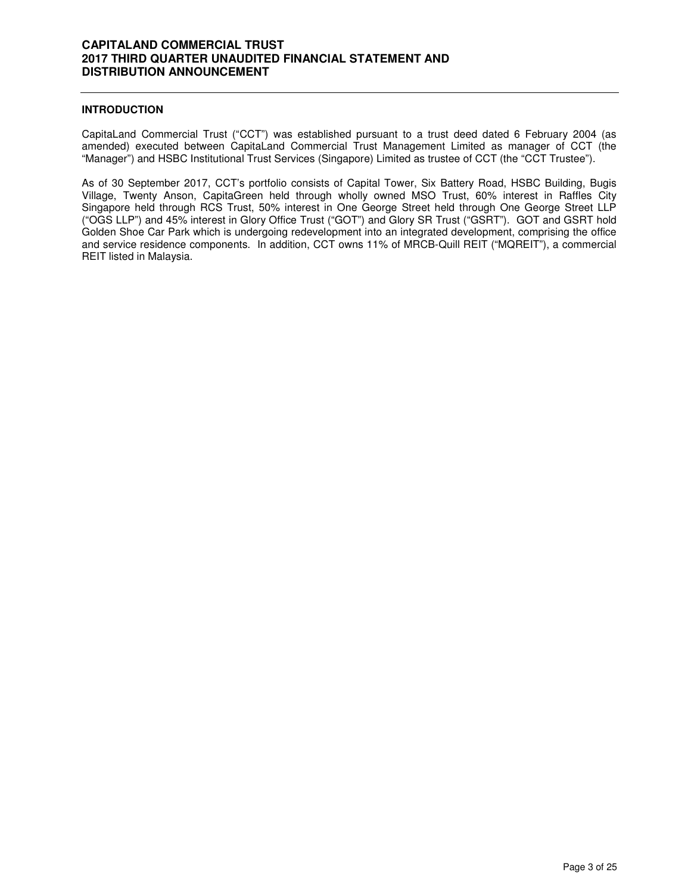## INTRODUCTION

CapitaLand Commercial Trust ("CCT") was established pursuant to a trust deed dated 6 February 2004 (as amended) executed between CapitaLand Commercial Trust Management Limited as manager of CCT (the "Manager") and HSBC Institutional Trust Services (Singapore) Limited as trustee of CCT (the "CCT Trustee").

As of 30 September 2017, CCT's portfolio consists of Capital Tower, Six Battery Road, HSBC Building, Bugis Village, Twenty Anson, CapitaGreen held through wholly owned MSO Trust, 60% interest in Raffles City Singapore held through RCS Trust, 50% interest in One George Street held through One George Street LLP ("OGS LLP") and 45% interest in Glory Office Trust ("GOT") and Glory SR Trust ("GSRT"). GOT and GSRT hold Golden Shoe Car Park which is undergoing redevelopment into an integrated development, comprising the office and service residence components. In addition, CCT owns 11% of MRCB-Quill REIT ("MQREIT"), a commercial REIT listed in Malaysia.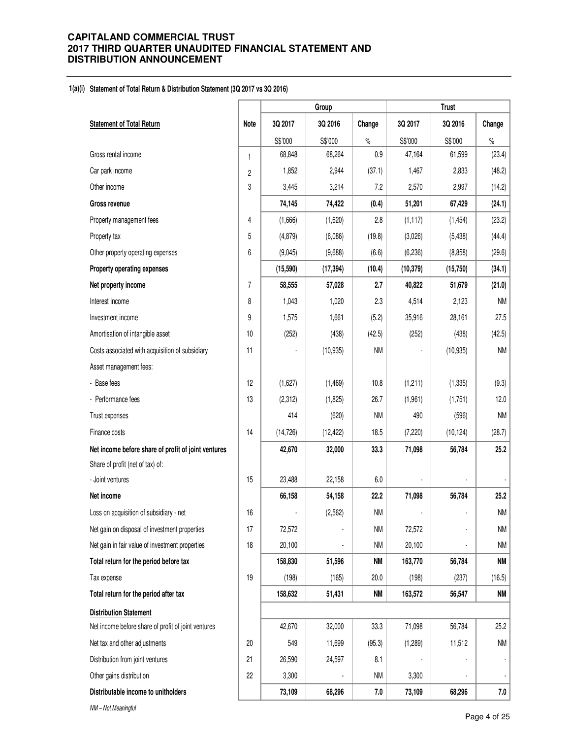**CAPITALAND COMMERCIAL TRUST**
**2017 THIRD QUARTER UNAUDITED FINANCIAL STATEMENT AND DISTRIBUTION ANNOUNCEMENT**

**1(a)(i) Statement of Total Return & Distribution Statement (3Q 2017 vs 3Q 2016)**

| | | Group | | | Trust | | |
|---|---|---|---|---|---|---|---|
| **Statement of Total Return** | **Note** | **3Q 2017** | **3Q 2016** | **Change** | **3Q 2017** | **3Q 2016** | **Change** |
| | | S$'000 | S$'000 | % | S$'000 | S$'000 | % |
| Gross rental income | 1 | 68,848 | 68,264 | 0.9 | 47,164 | 61,599 | (23.4) |
| Car park income | 2 | 1,852 | 2,944 | (37.1) | 1,467 | 2,833 | (48.2) |
| Other income | 3 | 3,445 | 3,214 | 7.2 | 2,570 | 2,997 | (14.2) |
| **Gross revenue** | | **74,145** | **74,422** | **(0.4)** | **51,201** | **67,429** | **(24.1)** |
| Property management fees | 4 | (1,666) | (1,620) | 2.8 | (1,117) | (1,454) | (23.2) |
| Property tax | 5 | (4,879) | (6,086) | (19.8) | (3,026) | (5,438) | (44.4) |
| Other property operating expenses | 6 | (9,045) | (9,688) | (6.6) | (6,236) | (8,858) | (29.6) |
| **Property operating expenses** | | **(15,590)** | **(17,394)** | **(10.4)** | **(10,379)** | **(15,750)** | **(34.1)** |
| **Net property income** | 7 | **58,555** | **57,028** | **2.7** | **40,822** | **51,679** | **(21.0)** |
| Interest income | 8 | 1,043 | 1,020 | 2.3 | 4,514 | 2,123 | NM |
| Investment income | 9 | 1,575 | 1,661 | (5.2) | 35,916 | 28,161 | 27.5 |
| Amortisation of intangible asset | 10 | (252) | (438) | (42.5) | (252) | (438) | (42.5) |
| Costs associated with acquisition of subsidiary | 11 | - | (10,935) | NM | - | (10,935) | NM |
| Asset management fees: | | | | | | | |
| - Base fees | 12 | (1,627) | (1,469) | 10.8 | (1,211) | (1,335) | (9.3) |
| - Performance fees | 13 | (2,312) | (1,825) | 26.7 | (1,961) | (1,751) | 12.0 |
| Trust expenses | | 414 | (620) | NM | 490 | (596) | NM |
| Finance costs | 14 | (14,726) | (12,422) | 18.5 | (7,220) | (10,124) | (28.7) |
| **Net income before share of profit of joint ventures** | | **42,670** | **32,000** | **33.3** | **71,098** | **56,784** | **25.2** |
| Share of profit (net of tax) of: | | | | | | | |
| - Joint ventures | 15 | 23,488 | 22,158 | 6.0 | - | - | - |
| **Net income** | | **66,158** | **54,158** | **22.2** | **71,098** | **56,784** | **25.2** |
| Loss on acquisition of subsidiary - net | 16 | - | (2,562) | NM | - | - | NM |
| Net gain on disposal of investment properties | 17 | 72,572 | - | NM | 72,572 | - | NM |
| Net gain in fair value of investment properties | 18 | 20,100 | - | NM | 20,100 | - | NM |
| **Total return for the period before tax** | | **158,830** | **51,596** | **NM** | **163,770** | **56,784** | **NM** |
| Tax expense | 19 | (198) | (165) | 20.0 | (198) | (237) | (16.5) |
| **Total return for the period after tax** | | **158,632** | **51,431** | **NM** | **163,572** | **56,547** | **NM** |
| **Distribution Statement** | | | | | | | |
| Net income before share of profit of joint ventures | | 42,670 | 32,000 | 33.3 | 71,098 | 56,784 | 25.2 |
| Net tax and other adjustments | 20 | 549 | 11,699 | (95.3) | (1,289) | 11,512 | NM |
| Distribution from joint ventures | 21 | 26,590 | 24,597 | 8.1 | - | - | - |
| Other gains distribution | 22 | 3,300 | - | NM | 3,300 | - | - |
| **Distributable income to unitholders** | | **73,109** | **68,296** | **7.0** | **73,109** | **68,296** | **7.0** |

*NM – Not Meaningful*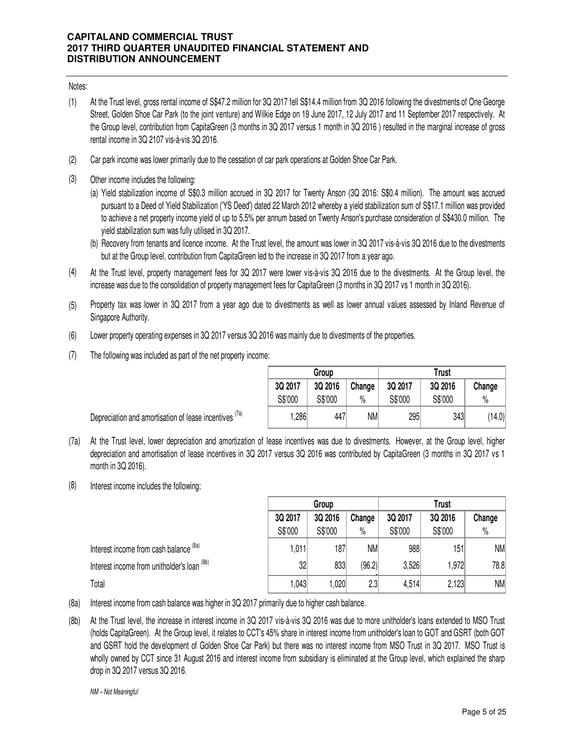Notes:

(1) At the Trust level, gross rental income of S$47.2 million for 3Q 2017 fell S$14.4 million from 3Q 2016 following the divestments of One George Street, Golden Shoe Car Park (to the joint venture) and Wilkie Edge on 19 June 2017, 12 July 2017 and 11 September 2017 respectively. At the Group level, contribution from CapitaGreen (3 months in 3Q 2017 versus 1 month in 3Q 2016 ) resulted in the marginal increase of gross rental income in 3Q 2107 vis-à-vis 3Q 2016.

(2) Car park income was lower primarily due to the cessation of car park operations at Golden Shoe Car Park.

(3) Other income includes the following:

(a) Yield stabilization income of S$0.3 million accrued in 3Q 2017 for Twenty Anson (3Q 2016: S$0.4 million). The amount was accrued pursuant to a Deed of Yield Stabilization ('YS Deed') dated 22 March 2012 whereby a yield stabilization sum of S$17.1 million was provided to achieve a net property income yield of up to 5.5% per annum based on Twenty Anson's purchase consideration of S$430.0 million. The yield stabilization sum was fully utilised in 3Q 2017.

(b) Recovery from tenants and licence income. At the Trust level, the amount was lower in 3Q 2017 vis-à-vis 3Q 2016 due to the divestments but at the Group level, contribution from CapitaGreen led to the increase in 3Q 2017 from a year ago.

(4) At the Trust level, property management fees for 3Q 2017 were lower vis-à-vis 3Q 2016 due to the divestments. At the Group level, the increase was due to the consolidation of property management fees for CapitaGreen (3 months in 3Q 2017 vs 1 month in 3Q 2016).

(5) Property tax was lower in 3Q 2017 from a year ago due to divestments as well as lower annual values assessed by Inland Revenue of Singapore Authority.

(6) Lower property operating expenses in 3Q 2017 versus 3Q 2016 was mainly due to divestments of the properties.

(7) The following was included as part of the net property income:

| | Group | | | Trust | | |
|---|---|---|---|---|---|---|
| | 3Q 2017 | 3Q 2016 | Change | 3Q 2017 | 3Q 2016 | Change |
| | S$'000 | S$'000 | % | S$'000 | S$'000 | % |
| Depreciation and amortisation of lease incentives [7a] | 1,286 | 447 | NM | 295 | 343 | (14.0) |

(7a) At the Trust level, lower depreciation and amortization of lease incentives was due to divestments. However, at the Group level, higher depreciation and amortisation of lease incentives in 3Q 2017 versus 3Q 2016 was contributed by CapitaGreen (3 months in 3Q 2017 vs 1 month in 3Q 2016).

(8) Interest income includes the following:

| | Group | | | Trust | | |
|---|---|---|---|---|---|---|
| | 3Q 2017 | 3Q 2016 | Change | 3Q 2017 | 3Q 2016 | Change |
| | S$'000 | S$'000 | % | S$'000 | S$'000 | % |
| Interest income from cash balance [8a] | 1,011 | 187 | NM | 988 | 151 | NM |
| Interest income from unitholder's loan [8b] | 32 | 833 | (96.2) | 3,526 | 1,972 | 78.8 |
| Total | 1,043 | 1,020 | 2.3 | 4,514 | 2,123 | NM |

(8a) Interest income from cash balance was higher in 3Q 2017 primarily due to higher cash balance.

(8b) At the Trust level, the increase in interest income in 3Q 2017 vis-à-vis 3Q 2016 was due to more unitholder's loans extended to MSO Trust (holds CapitaGreen). At the Group level, it relates to CCT's 45% share in interest income from unitholder's loan to GOT and GSRT (both GOT and GSRT hold the development of Golden Shoe Car Park) but there was no interest income from MSO Trust in 3Q 2017. MSO Trust is wholly owned by CCT since 31 August 2016 and interest income from subsidiary is eliminated at the Group level, which explained the sharp drop in 3Q 2017 versus 3Q 2016.

*NM – Not Meaningful*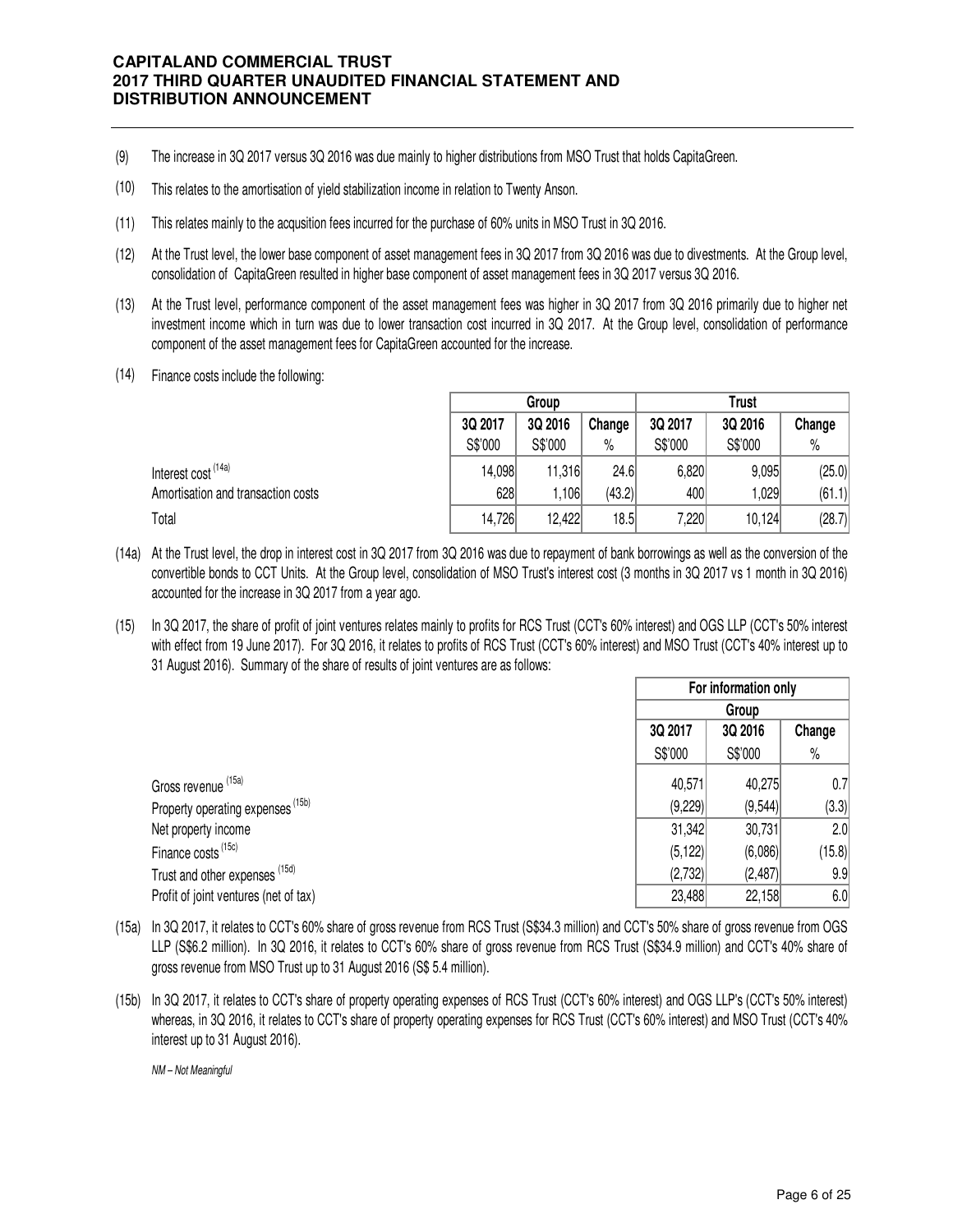(9) The increase in 3Q 2017 versus 3Q 2016 was due mainly to higher distributions from MSO Trust that holds CapitaGreen.

(10) This relates to the amortisation of yield stabilization income in relation to Twenty Anson.

(11) This relates mainly to the acqusition fees incurred for the purchase of 60% units in MSO Trust in 3Q 2016.

(12) At the Trust level, the lower base component of asset management fees in 3Q 2017 from 3Q 2016 was due to divestments. At the Group level, consolidation of CapitaGreen resulted in higher base component of asset management fees in 3Q 2017 versus 3Q 2016.

(13) At the Trust level, performance component of the asset management fees was higher in 3Q 2017 from 3Q 2016 primarily due to higher net investment income which in turn was due to lower transaction cost incurred in 3Q 2017. At the Group level, consolidation of performance component of the asset management fees for CapitaGreen accounted for the increase.

(14) Finance costs include the following:

| | Group | | | Trust | | |
|---|---|---|---|---|---|---|
| | 3Q 2017 | 3Q 2016 | Change | 3Q 2017 | 3Q 2016 | Change |
| | S$'000 | S$'000 | % | S$'000 | S$'000 | % |
| Interest cost [14a] | 14,098 | 11,316 | 24.6 | 6,820 | 9,095 | (25.0) |
| Amortisation and transaction costs | 628 | 1,106 | (43.2) | 400 | 1,029 | (61.1) |
| Total | 14,726 | 12,422 | 18.5 | 7,220 | 10,124 | (28.7) |

(14a) At the Trust level, the drop in interest cost in 3Q 2017 from 3Q 2016 was due to repayment of bank borrowings as well as the conversion of the convertible bonds to CCT Units. At the Group level, consolidation of MSO Trust's interest cost (3 months in 3Q 2017 vs 1 month in 3Q 2016) accounted for the increase in 3Q 2017 from a year ago.

(15) In 3Q 2017, the share of profit of joint ventures relates mainly to profits for RCS Trust (CCT's 60% interest) and OGS LLP (CCT's 50% interest with effect from 19 June 2017). For 3Q 2016, it relates to profits of RCS Trust (CCT's 60% interest) and MSO Trust (CCT's 40% interest up to 31 August 2016). Summary of the share of results of joint ventures are as follows:

| | For information only | | |
|---|---|---|---|
| | Group | | |
| | 3Q 2017 | 3Q 2016 | Change |
| | S$'000 | S$'000 | % |
| Gross revenue [15a] | 40,571 | 40,275 | 0.7 |
| Property operating expenses [15b] | (9,229) | (9,544) | (3.3) |
| Net property income | 31,342 | 30,731 | 2.0 |
| Finance costs [15c] | (5,122) | (6,086) | (15.8) |
| Trust and other expenses [15d] | (2,732) | (2,487) | 9.9 |
| Profit of joint ventures (net of tax) | 23,488 | 22,158 | 6.0 |

(15a) In 3Q 2017, it relates to CCT's 60% share of gross revenue from RCS Trust (S$34.3 million) and CCT's 50% share of gross revenue from OGS LLP (S$6.2 million). In 3Q 2016, it relates to CCT's 60% share of gross revenue from RCS Trust (S$34.9 million) and CCT's 40% share of gross revenue from MSO Trust up to 31 August 2016 (S$ 5.4 million).

(15b) In 3Q 2017, it relates to CCT's share of property operating expenses of RCS Trust (CCT's 60% interest) and OGS LLP's (CCT's 50% interest) whereas, in 3Q 2016, it relates to CCT's share of property operating expenses for RCS Trust (CCT's 60% interest) and MSO Trust (CCT's 40% interest up to 31 August 2016).

*NM – Not Meaningful*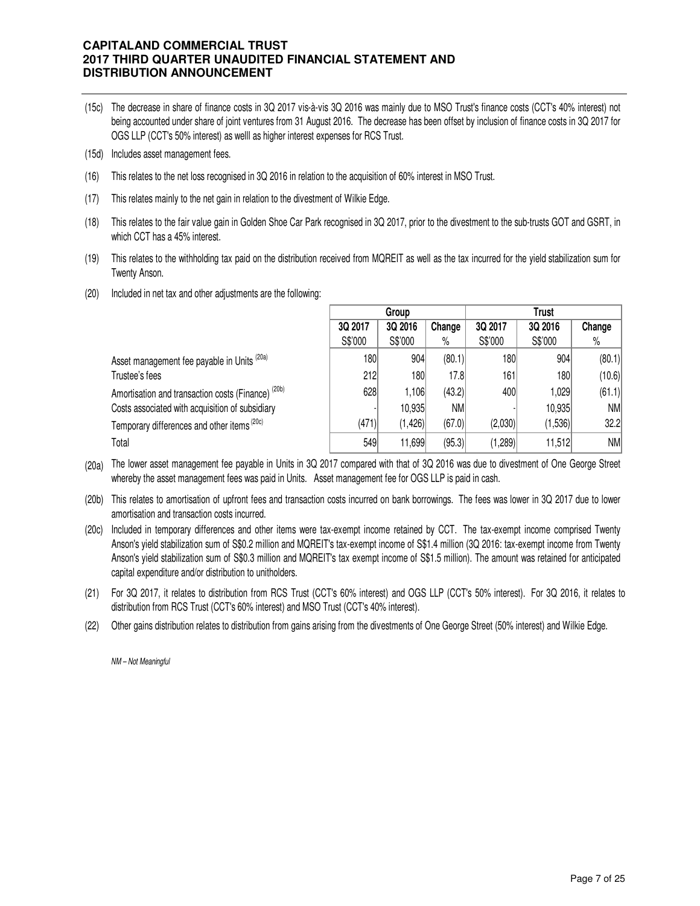(15c) The decrease in share of finance costs in 3Q 2017 vis-à-vis 3Q 2016 was mainly due to MSO Trust's finance costs (CCT's 40% interest) not being accounted under share of joint ventures from 31 August 2016. The decrease has been offset by inclusion of finance costs in 3Q 2017 for OGS LLP (CCT's 50% interest) as welll as higher interest expenses for RCS Trust.

(15d) Includes asset management fees.

(16) This relates to the net loss recognised in 3Q 2016 in relation to the acquisition of 60% interest in MSO Trust.

(17) This relates mainly to the net gain in relation to the divestment of Wilkie Edge.

(18) This relates to the fair value gain in Golden Shoe Car Park recognised in 3Q 2017, prior to the divestment to the sub-trusts GOT and GSRT, in which CCT has a 45% interest.

(19) This relates to the withholding tax paid on the distribution received from MQREIT as well as the tax incurred for the yield stabilization sum for Twenty Anson.

(20) Included in net tax and other adjustments are the following:

| | Group | | | Trust | | |
|---|---|---|---|---|---|---|
| | 3Q 2017 | 3Q 2016 | Change | 3Q 2017 | 3Q 2016 | Change |
| | S$'000 | S$'000 | % | S$'000 | S$'000 | % |
| Asset management fee payable in Units (20a) | 180 | 904 | (80.1) | 180 | 904 | (80.1) |
| Trustee's fees | 212 | 180 | 17.8 | 161 | 180 | (10.6) |
| Amortisation and transaction costs (Finance) (20b) | 628 | 1,106 | (43.2) | 400 | 1,029 | (61.1) |
| Costs associated with acquisition of subsidiary | - | 10,935 | NM | - | 10,935 | NM |
| Temporary differences and other items (20c) | (471) | (1,426) | (67.0) | (2,030) | (1,536) | 32.2 |
| Total | 549 | 11,699 | (95.3) | (1,289) | 11,512 | NM |

(20a) The lower asset management fee payable in Units in 3Q 2017 compared with that of 3Q 2016 was due to divestment of One George Street whereby the asset management fees was paid in Units. Asset management fee for OGS LLP is paid in cash.

(20b) This relates to amortisation of upfront fees and transaction costs incurred on bank borrowings. The fees was lower in 3Q 2017 due to lower amortisation and transaction costs incurred.

(20c) Included in temporary differences and other items were tax-exempt income retained by CCT. The tax-exempt income comprised Twenty Anson's yield stabilization sum of S$0.2 million and MQREIT's tax-exempt income of S$1.4 million (3Q 2016: tax-exempt income from Twenty Anson's yield stabilization sum of S$0.3 million and MQREIT's tax exempt income of S$1.5 million). The amount was retained for anticipated capital expenditure and/or distribution to unitholders.

(21) For 3Q 2017, it relates to distribution from RCS Trust (CCT's 60% interest) and OGS LLP (CCT's 50% interest). For 3Q 2016, it relates to distribution from RCS Trust (CCT's 60% interest) and MSO Trust (CCT's 40% interest).

(22) Other gains distribution relates to distribution from gains arising from the divestments of One George Street (50% interest) and Wilkie Edge.

*NM – Not Meaningful*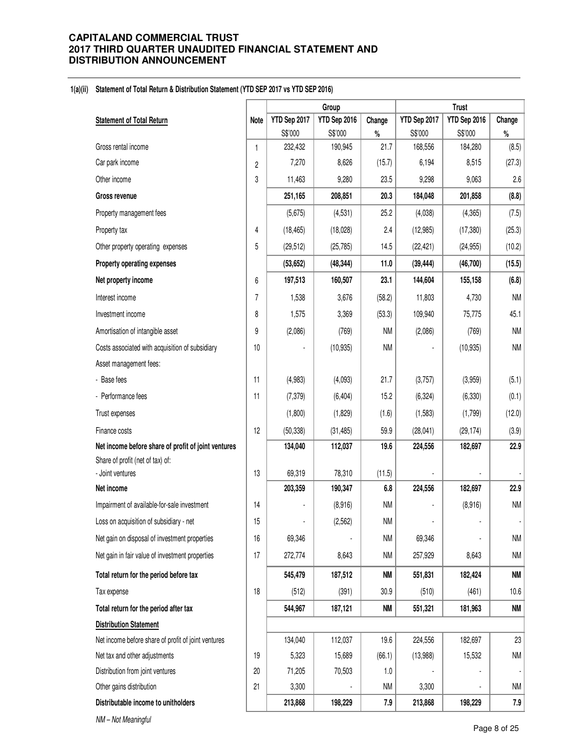## 1(a)(ii) Statement of Total Return & Distribution Statement (YTD SEP 2017 vs YTD SEP 2016)

| Statement of Total Return | Note | Group | | | Trust | | |
|---|---|---|---|---|---|---|---|
| | | YTD Sep 2017 | YTD Sep 2016 | Change | YTD Sep 2017 | YTD Sep 2016 | Change |
| | | S$'000 | S$'000 | % | S$'000 | S$'000 | % |
| Gross rental income | 1 | 232,432 | 190,945 | 21.7 | 168,556 | 184,280 | (8.5) |
| Car park income | 2 | 7,270 | 8,626 | (15.7) | 6,194 | 8,515 | (27.3) |
| Other income | 3 | 11,463 | 9,280 | 23.5 | 9,298 | 9,063 | 2.6 |
| **Gross revenue** | | **251,165** | **208,851** | **20.3** | **184,048** | **201,858** | **(8.8)** |
| Property management fees | | (5,675) | (4,531) | 25.2 | (4,038) | (4,365) | (7.5) |
| Property tax | 4 | (18,465) | (18,028) | 2.4 | (12,985) | (17,380) | (25.3) |
| Other property operating expenses | 5 | (29,512) | (25,785) | 14.5 | (22,421) | (24,955) | (10.2) |
| **Property operating expenses** | | **(53,652)** | **(48,344)** | **11.0** | **(39,444)** | **(46,700)** | **(15.5)** |
| **Net property income** | 6 | **197,513** | **160,507** | **23.1** | **144,604** | **155,158** | **(6.8)** |
| Interest income | 7 | 1,538 | 3,676 | (58.2) | 11,803 | 4,730 | NM |
| Investment income | 8 | 1,575 | 3,369 | (53.3) | 109,940 | 75,775 | 45.1 |
| Amortisation of intangible asset | 9 | (2,086) | (769) | NM | (2,086) | (769) | NM |
| Costs associated with acquisition of subsidiary | 10 | - | (10,935) | NM | - | (10,935) | NM |
| Asset management fees: | | | | | | | |
| - Base fees | 11 | (4,983) | (4,093) | 21.7 | (3,757) | (3,959) | (5.1) |
| - Performance fees | 11 | (7,379) | (6,404) | 15.2 | (6,324) | (6,330) | (0.1) |
| Trust expenses | | (1,800) | (1,829) | (1.6) | (1,583) | (1,799) | (12.0) |
| Finance costs | 12 | (50,338) | (31,485) | 59.9 | (28,041) | (29,174) | (3.9) |
| **Net income before share of profit of joint ventures** | | **134,040** | **112,037** | **19.6** | **224,556** | **182,697** | **22.9** |
| Share of profit (net of tax) of: | | | | | | | |
| - Joint ventures | 13 | 69,319 | 78,310 | (11.5) | - | - | - |
| **Net income** | | **203,359** | **190,347** | **6.8** | **224,556** | **182,697** | **22.9** |
| Impairment of available-for-sale investment | 14 | - | (8,916) | NM | - | (8,916) | NM |
| Loss on acquisition of subsidiary - net | 15 | - | (2,562) | NM | - | - | - |
| Net gain on disposal of investment properties | 16 | 69,346 | - | NM | 69,346 | - | NM |
| Net gain in fair value of investment properties | 17 | 272,774 | 8,643 | NM | 257,929 | 8,643 | NM |
| **Total return for the period before tax** | | **545,479** | **187,512** | **NM** | **551,831** | **182,424** | **NM** |
| Tax expense | 18 | (512) | (391) | 30.9 | (510) | (461) | 10.6 |
| **Total return for the period after tax** | | **544,967** | **187,121** | **NM** | **551,321** | **181,963** | **NM** |
| **Distribution Statement** | | | | | | | |
| Net income before share of profit of joint ventures | | 134,040 | 112,037 | 19.6 | 224,556 | 182,697 | 23 |
| Net tax and other adjustments | 19 | 5,323 | 15,689 | (66.1) | (13,988) | 15,532 | NM |
| Distribution from joint ventures | 20 | 71,205 | 70,503 | 1.0 | - | - | - |
| Other gains distribution | 21 | 3,300 | - | NM | 3,300 | - | NM |
| **Distributable income to unitholders** | | **213,868** | **198,229** | **7.9** | **213,868** | **198,229** | **7.9** |

*NM – Not Meaningful*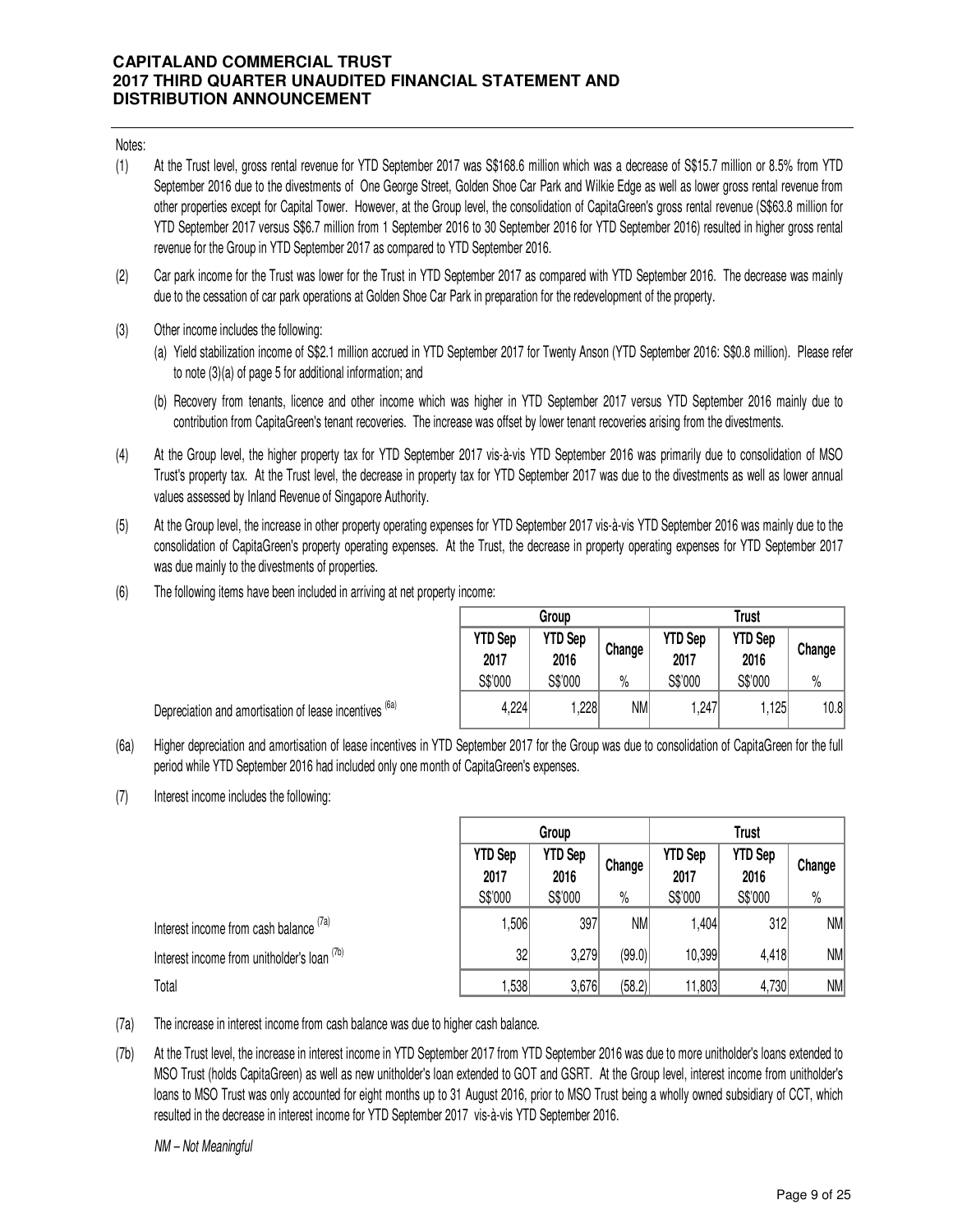Notes:

(1) At the Trust level, gross rental revenue for YTD September 2017 was S$168.6 million which was a decrease of S$15.7 million or 8.5% from YTD September 2016 due to the divestments of One George Street, Golden Shoe Car Park and Wilkie Edge as well as lower gross rental revenue from other properties except for Capital Tower. However, at the Group level, the consolidation of CapitaGreen's gross rental revenue (S$63.8 million for YTD September 2017 versus S$6.7 million from 1 September 2016 to 30 September 2016 for YTD September 2016) resulted in higher gross rental revenue for the Group in YTD September 2017 as compared to YTD September 2016.

(2) Car park income for the Trust was lower for the Trust in YTD September 2017 as compared with YTD September 2016. The decrease was mainly due to the cessation of car park operations at Golden Shoe Car Park in preparation for the redevelopment of the property.

(3) Other income includes the following:

(a) Yield stabilization income of S$2.1 million accrued in YTD September 2017 for Twenty Anson (YTD September 2016: S$0.8 million). Please refer to note (3)(a) of page 5 for additional information; and

(b) Recovery from tenants, licence and other income which was higher in YTD September 2017 versus YTD September 2016 mainly due to contribution from CapitaGreen's tenant recoveries. The increase was offset by lower tenant recoveries arising from the divestments.

(4) At the Group level, the higher property tax for YTD September 2017 vis-à-vis YTD September 2016 was primarily due to consolidation of MSO Trust's property tax. At the Trust level, the decrease in property tax for YTD September 2017 was due to the divestments as well as lower annual values assessed by Inland Revenue of Singapore Authority.

(5) At the Group level, the increase in other property operating expenses for YTD September 2017 vis-à-vis YTD September 2016 was mainly due to the consolidation of CapitaGreen's property operating expenses. At the Trust, the decrease in property operating expenses for YTD September 2017 was due mainly to the divestments of properties.

(6) The following items have been included in arriving at net property income:

| | Group | | | Trust | | |
|---|---|---|---|---|---|---|
| | YTD Sep 2017 | YTD Sep 2016 | Change | YTD Sep 2017 | YTD Sep 2016 | Change |
| | S$'000 | S$'000 | % | S$'000 | S$'000 | % |
| Depreciation and amortisation of lease incentives (6a) | 4,224 | 1,228 | NM | 1,247 | 1,125 | 10.8 |

(6a) Higher depreciation and amortisation of lease incentives in YTD September 2017 for the Group was due to consolidation of CapitaGreen for the full period while YTD September 2016 had included only one month of CapitaGreen's expenses.

(7) Interest income includes the following:

| | Group | | | Trust | | |
|---|---|---|---|---|---|---|
| | YTD Sep 2017 | YTD Sep 2016 | Change | YTD Sep 2017 | YTD Sep 2016 | Change |
| | S$'000 | S$'000 | % | S$'000 | S$'000 | % |
| Interest income from cash balance (7a) | 1,506 | 397 | NM | 1,404 | 312 | NM |
| Interest income from unitholder's loan (7b) | 32 | 3,279 | (99.0) | 10,399 | 4,418 | NM |
| Total | 1,538 | 3,676 | (58.2) | 11,803 | 4,730 | NM |

(7a) The increase in interest income from cash balance was due to higher cash balance.

(7b) At the Trust level, the increase in interest income in YTD September 2017 from YTD September 2016 was due to more unitholder's loans extended to MSO Trust (holds CapitaGreen) as well as new unitholder's loan extended to GOT and GSRT. At the Group level, interest income from unitholder's loans to MSO Trust was only accounted for eight months up to 31 August 2016, prior to MSO Trust being a wholly owned subsidiary of CCT, which resulted in the decrease in interest income for YTD September 2017 vis-à-vis YTD September 2016.

*NM – Not Meaningful*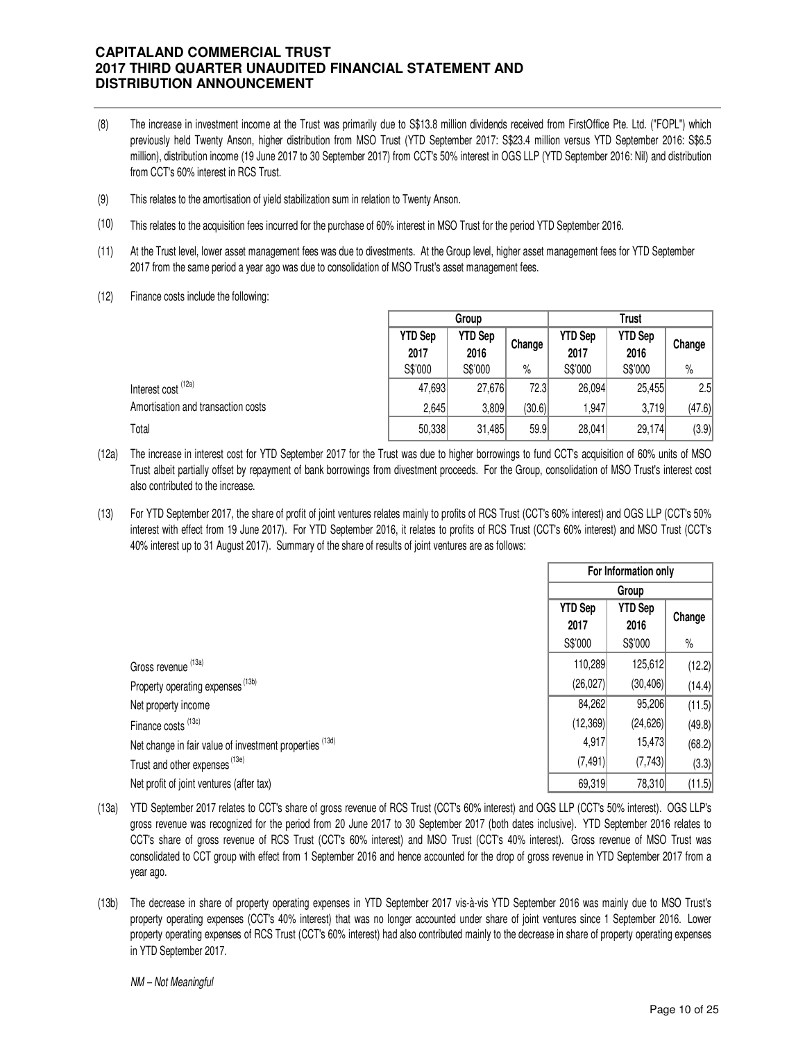(8) The increase in investment income at the Trust was primarily due to S$13.8 million dividends received from FirstOffice Pte. Ltd. ("FOPL") which previously held Twenty Anson, higher distribution from MSO Trust (YTD September 2017: S$23.4 million versus YTD September 2016: S$6.5 million), distribution income (19 June 2017 to 30 September 2017) from CCT's 50% interest in OGS LLP (YTD September 2016: Nil) and distribution from CCT's 60% interest in RCS Trust.

(9) This relates to the amortisation of yield stabilization sum in relation to Twenty Anson.

(10) This relates to the acquisition fees incurred for the purchase of 60% interest in MSO Trust for the period YTD September 2016.

(11) At the Trust level, lower asset management fees was due to divestments. At the Group level, higher asset management fees for YTD September 2017 from the same period a year ago was due to consolidation of MSO Trust's asset management fees.

(12) Finance costs include the following:

| | Group | | | Trust | | |
|---|---|---|---|---|---|---|
| | YTD Sep 2017 | YTD Sep 2016 | Change | YTD Sep 2017 | YTD Sep 2016 | Change |
| | S$'000 | S$'000 | % | S$'000 | S$'000 | % |
| Interest cost (12a) | 47,693 | 27,676 | 72.3 | 26,094 | 25,455 | 2.5 |
| Amortisation and transaction costs | 2,645 | 3,809 | (30.6) | 1,947 | 3,719 | (47.6) |
| Total | 50,338 | 31,485 | 59.9 | 28,041 | 29,174 | (3.9) |

(12a) The increase in interest cost for YTD September 2017 for the Trust was due to higher borrowings to fund CCT's acquisition of 60% units of MSO Trust albeit partially offset by repayment of bank borrowings from divestment proceeds. For the Group, consolidation of MSO Trust's interest cost also contributed to the increase.

(13) For YTD September 2017, the share of profit of joint ventures relates mainly to profits of RCS Trust (CCT's 60% interest) and OGS LLP (CCT's 50% interest with effect from 19 June 2017). For YTD September 2016, it relates to profits of RCS Trust (CCT's 60% interest) and MSO Trust (CCT's 40% interest up to 31 August 2017). Summary of the share of results of joint ventures are as follows:

| | For Information only | | |
|---|---|---|---|
| | Group | | |
| | YTD Sep 2017 | YTD Sep 2016 | Change |
| | S$'000 | S$'000 | % |
| Gross revenue (13a) | 110,289 | 125,612 | (12.2) |
| Property operating expenses (13b) | (26,027) | (30,406) | (14.4) |
| Net property income | 84,262 | 95,206 | (11.5) |
| Finance costs (13c) | (12,369) | (24,626) | (49.8) |
| Net change in fair value of investment properties (13d) | 4,917 | 15,473 | (68.2) |
| Trust and other expenses (13e) | (7,491) | (7,743) | (3.3) |
| Net profit of joint ventures (after tax) | 69,319 | 78,310 | (11.5) |

(13a) YTD September 2017 relates to CCT's share of gross revenue of RCS Trust (CCT's 60% interest) and OGS LLP (CCT's 50% interest). OGS LLP's gross revenue was recognized for the period from 20 June 2017 to 30 September 2017 (both dates inclusive). YTD September 2016 relates to CCT's share of gross revenue of RCS Trust (CCT's 60% interest) and MSO Trust (CCT's 40% interest). Gross revenue of MSO Trust was consolidated to CCT group with effect from 1 September 2016 and hence accounted for the drop of gross revenue in YTD September 2017 from a year ago.

(13b) The decrease in share of property operating expenses in YTD September 2017 vis-à-vis YTD September 2016 was mainly due to MSO Trust's property operating expenses (CCT's 40% interest) that was no longer accounted under share of joint ventures since 1 September 2016. Lower property operating expenses of RCS Trust (CCT's 60% interest) had also contributed mainly to the decrease in share of property operating expenses in YTD September 2017.

*NM – Not Meaningful*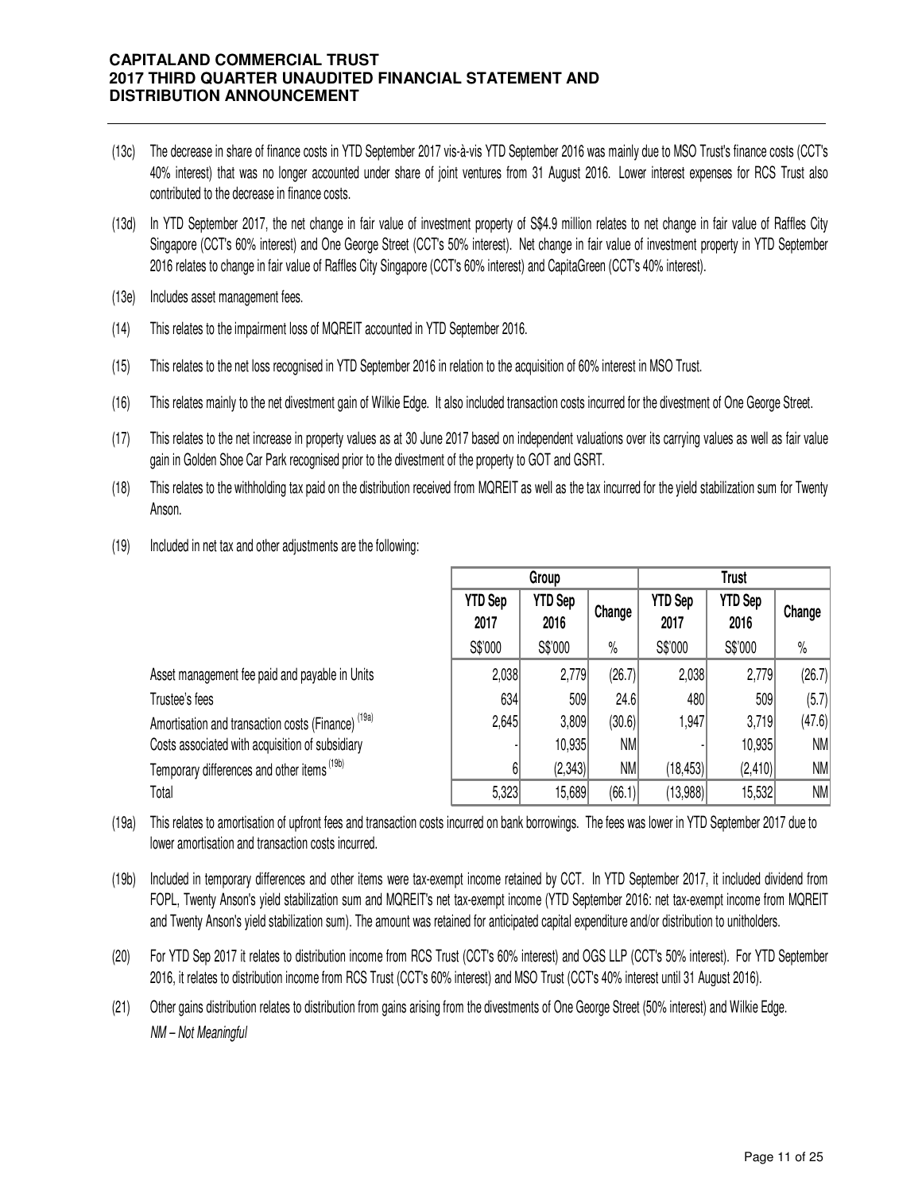(13c) The decrease in share of finance costs in YTD September 2017 vis-à-vis YTD September 2016 was mainly due to MSO Trust's finance costs (CCT's 40% interest) that was no longer accounted under share of joint ventures from 31 August 2016. Lower interest expenses for RCS Trust also contributed to the decrease in finance costs.

(13d) In YTD September 2017, the net change in fair value of investment property of S$4.9 million relates to net change in fair value of Raffles City Singapore (CCT's 60% interest) and One George Street (CCT's 50% interest). Net change in fair value of investment property in YTD September 2016 relates to change in fair value of Raffles City Singapore (CCT's 60% interest) and CapitaGreen (CCT's 40% interest).

(13e) Includes asset management fees.

(14) This relates to the impairment loss of MQREIT accounted in YTD September 2016.

(15) This relates to the net loss recognised in YTD September 2016 in relation to the acquisition of 60% interest in MSO Trust.

(16) This relates mainly to the net divestment gain of Wilkie Edge. It also included transaction costs incurred for the divestment of One George Street.

(17) This relates to the net increase in property values as at 30 June 2017 based on independent valuations over its carrying values as well as fair value gain in Golden Shoe Car Park recognised prior to the divestment of the property to GOT and GSRT.

(18) This relates to the withholding tax paid on the distribution received from MQREIT as well as the tax incurred for the yield stabilization sum for Twenty Anson.

(19) Included in net tax and other adjustments are the following:

| | Group | | | Trust | | |
|---|---|---|---|---|---|---|
| | YTD Sep 2017 | YTD Sep 2016 | Change | YTD Sep 2017 | YTD Sep 2016 | Change |
| | S$'000 | S$'000 | % | S$'000 | S$'000 | % |
| Asset management fee paid and payable in Units | 2,038 | 2,779 | (26.7) | 2,038 | 2,779 | (26.7) |
| Trustee's fees | 634 | 509 | 24.6 | 480 | 509 | (5.7) |
| Amortisation and transaction costs (Finance) (19a) | 2,645 | 3,809 | (30.6) | 1,947 | 3,719 | (47.6) |
| Costs associated with acquisition of subsidiary | - | 10,935 | NM | - | 10,935 | NM |
| Temporary differences and other items (19b) | 6 | (2,343) | NM | (18,453) | (2,410) | NM |
| Total | 5,323 | 15,689 | (66.1) | (13,988) | 15,532 | NM |

(19a) This relates to amortisation of upfront fees and transaction costs incurred on bank borrowings. The fees was lower in YTD September 2017 due to lower amortisation and transaction costs incurred.

(19b) Included in temporary differences and other items were tax-exempt income retained by CCT. In YTD September 2017, it included dividend from FOPL, Twenty Anson's yield stabilization sum and MQREIT's net tax-exempt income (YTD September 2016: net tax-exempt income from MQREIT and Twenty Anson's yield stabilization sum). The amount was retained for anticipated capital expenditure and/or distribution to unitholders.

(20) For YTD Sep 2017 it relates to distribution income from RCS Trust (CCT's 60% interest) and OGS LLP (CCT's 50% interest). For YTD September 2016, it relates to distribution income from RCS Trust (CCT's 60% interest) and MSO Trust (CCT's 40% interest until 31 August 2016).

(21) Other gains distribution relates to distribution from gains arising from the divestments of One George Street (50% interest) and Wilkie Edge.

*NM – Not Meaningful*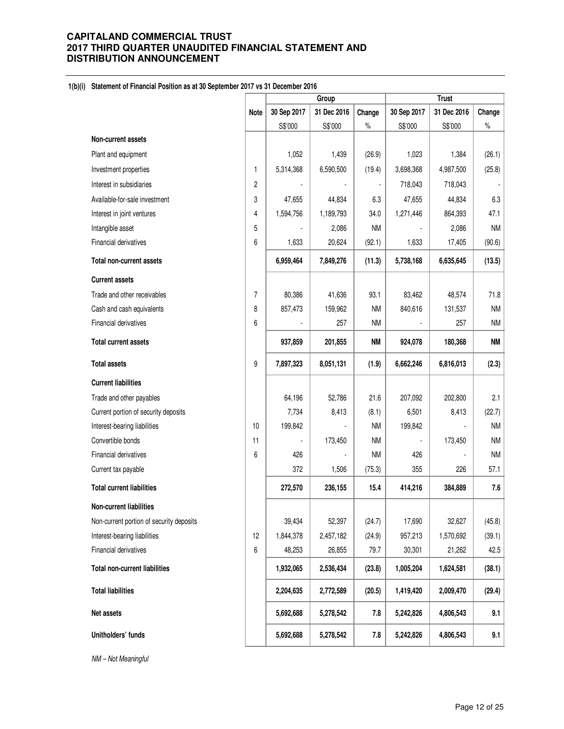**1(b)(i) Statement of Financial Position as at 30 September 2017 vs 31 December 2016**

| | Note | Group | | | Trust | | |
|---|---|---|---|---|---|---|---|
| | | 30 Sep 2017 | 31 Dec 2016 | Change | 30 Sep 2017 | 31 Dec 2016 | Change |
| | | S$'000 | S$'000 | % | S$'000 | S$'000 | % |
| **Non-current assets** | | | | | | | |
| Plant and equipment | | 1,052 | 1,439 | (26.9) | 1,023 | 1,384 | (26.1) |
| Investment properties | 1 | 5,314,368 | 6,590,500 | (19.4) | 3,698,368 | 4,987,500 | (25.8) |
| Interest in subsidiaries | 2 | - | - | - | 718,043 | 718,043 | - |
| Available-for-sale investment | 3 | 47,655 | 44,834 | 6.3 | 47,655 | 44,834 | 6.3 |
| Interest in joint ventures | 4 | 1,594,756 | 1,189,793 | 34.0 | 1,271,446 | 864,393 | 47.1 |
| Intangible asset | 5 | - | 2,086 | NM | - | 2,086 | NM |
| Financial derivatives | 6 | 1,633 | 20,624 | (92.1) | 1,633 | 17,405 | (90.6) |
| **Total non-current assets** | | **6,959,464** | **7,849,276** | **(11.3)** | **5,738,168** | **6,635,645** | **(13.5)** |
| **Current assets** | | | | | | | |
| Trade and other receivables | 7 | 80,386 | 41,636 | 93.1 | 83,462 | 48,574 | 71.8 |
| Cash and cash equivalents | 8 | 857,473 | 159,962 | NM | 840,616 | 131,537 | NM |
| Financial derivatives | 6 | - | 257 | NM | - | 257 | NM |
| **Total current assets** | | **937,859** | **201,855** | **NM** | **924,078** | **180,368** | **NM** |
| **Total assets** | 9 | **7,897,323** | **8,051,131** | **(1.9)** | **6,662,246** | **6,816,013** | **(2.3)** |
| **Current liabilities** | | | | | | | |
| Trade and other payables | | 64,196 | 52,786 | 21.6 | 207,092 | 202,800 | 2.1 |
| Current portion of security deposits | | 7,734 | 8,413 | (8.1) | 6,501 | 8,413 | (22.7) |
| Interest-bearing liabilities | 10 | 199,842 | - | NM | 199,842 | - | NM |
| Convertible bonds | 11 | - | 173,450 | NM | - | 173,450 | NM |
| Financial derivatives | 6 | 426 | - | NM | 426 | - | NM |
| Current tax payable | | 372 | 1,506 | (75.3) | 355 | 226 | 57.1 |
| **Total current liabilities** | | **272,570** | **236,155** | **15.4** | **414,216** | **384,889** | **7.6** |
| **Non-current liabilities** | | | | | | | |
| Non-current portion of security deposits | | 39,434 | 52,397 | (24.7) | 17,690 | 32,627 | (45.8) |
| Interest-bearing liabilities | 12 | 1,844,378 | 2,457,182 | (24.9) | 957,213 | 1,570,692 | (39.1) |
| Financial derivatives | 6 | 48,253 | 26,855 | 79.7 | 30,301 | 21,262 | 42.5 |
| **Total non-current liabilities** | | **1,932,065** | **2,536,434** | **(23.8)** | **1,005,204** | **1,624,581** | **(38.1)** |
| **Total liabilities** | | **2,204,635** | **2,772,589** | **(20.5)** | **1,419,420** | **2,009,470** | **(29.4)** |
| **Net assets** | | **5,692,688** | **5,278,542** | **7.8** | **5,242,826** | **4,806,543** | **9.1** |
| **Unitholders' funds** | | **5,692,688** | **5,278,542** | **7.8** | **5,242,826** | **4,806,543** | **9.1** |

*NM – Not Meaningful*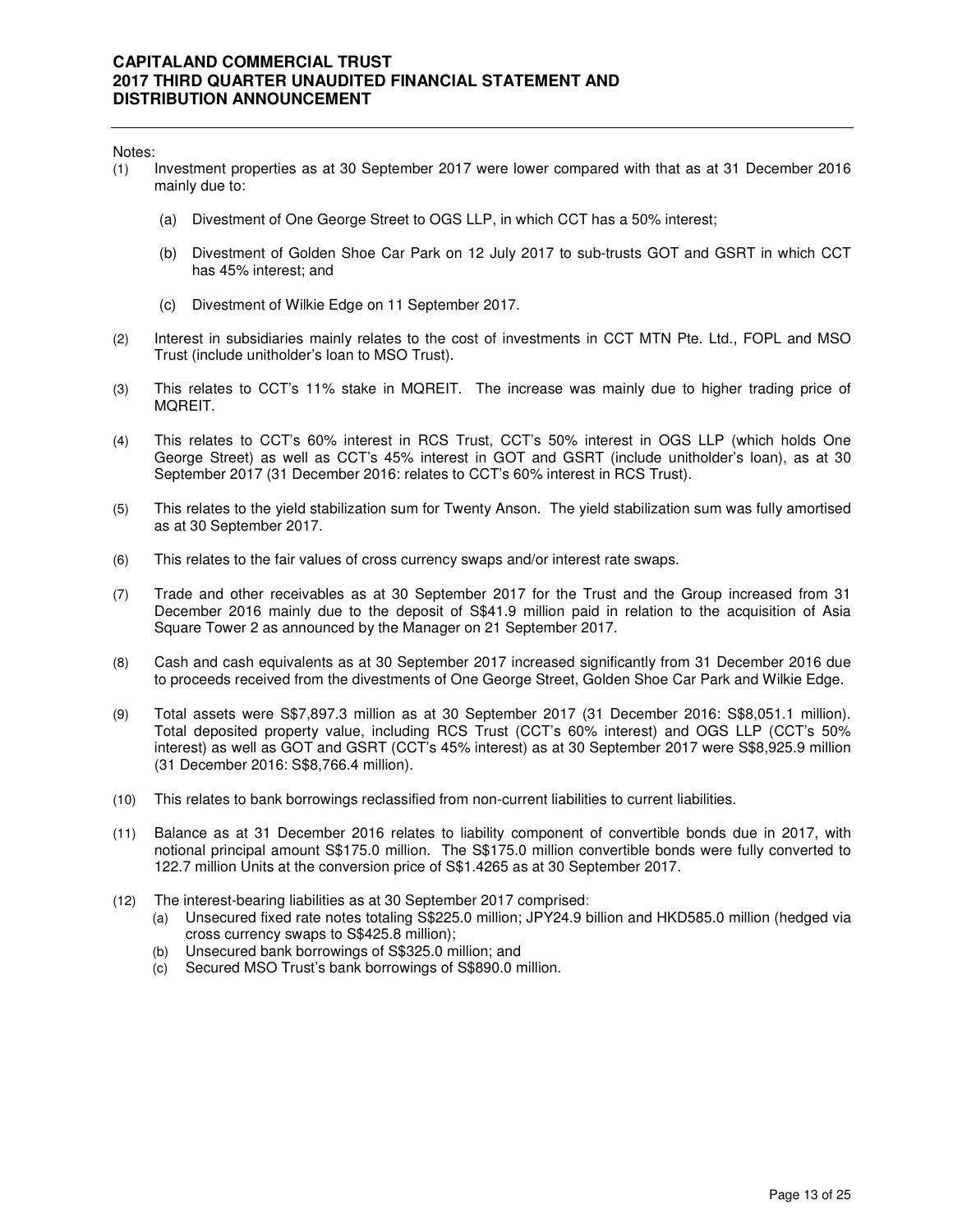Notes:

(1) Investment properties as at 30 September 2017 were lower compared with that as at 31 December 2016 mainly due to:

   (a) Divestment of One George Street to OGS LLP, in which CCT has a 50% interest;

   (b) Divestment of Golden Shoe Car Park on 12 July 2017 to sub-trusts GOT and GSRT in which CCT has 45% interest; and

   (c) Divestment of Wilkie Edge on 11 September 2017.

(2) Interest in subsidiaries mainly relates to the cost of investments in CCT MTN Pte. Ltd., FOPL and MSO Trust (include unitholder's loan to MSO Trust).

(3) This relates to CCT's 11% stake in MQREIT. The increase was mainly due to higher trading price of MQREIT.

(4) This relates to CCT's 60% interest in RCS Trust, CCT's 50% interest in OGS LLP (which holds One George Street) as well as CCT's 45% interest in GOT and GSRT (include unitholder's loan), as at 30 September 2017 (31 December 2016: relates to CCT's 60% interest in RCS Trust).

(5) This relates to the yield stabilization sum for Twenty Anson. The yield stabilization sum was fully amortised as at 30 September 2017.

(6) This relates to the fair values of cross currency swaps and/or interest rate swaps.

(7) Trade and other receivables as at 30 September 2017 for the Trust and the Group increased from 31 December 2016 mainly due to the deposit of S$41.9 million paid in relation to the acquisition of Asia Square Tower 2 as announced by the Manager on 21 September 2017.

(8) Cash and cash equivalents as at 30 September 2017 increased significantly from 31 December 2016 due to proceeds received from the divestments of One George Street, Golden Shoe Car Park and Wilkie Edge.

(9) Total assets were S$7,897.3 million as at 30 September 2017 (31 December 2016: S$8,051.1 million). Total deposited property value, including RCS Trust (CCT's 60% interest) and OGS LLP (CCT's 50% interest) as well as GOT and GSRT (CCT's 45% interest) as at 30 September 2017 were S$8,925.9 million (31 December 2016: S$8,766.4 million).

(10) This relates to bank borrowings reclassified from non-current liabilities to current liabilities.

(11) Balance as at 31 December 2016 relates to liability component of convertible bonds due in 2017, with notional principal amount S$175.0 million. The S$175.0 million convertible bonds were fully converted to 122.7 million Units at the conversion price of S$1.4265 as at 30 September 2017.

(12) The interest-bearing liabilities as at 30 September 2017 comprised:

   (a) Unsecured fixed rate notes totaling S$225.0 million; JPY24.9 billion and HKD585.0 million (hedged via cross currency swaps to S$425.8 million);

   (b) Unsecured bank borrowings of S$325.0 million; and

   (c) Secured MSO Trust's bank borrowings of S$890.0 million.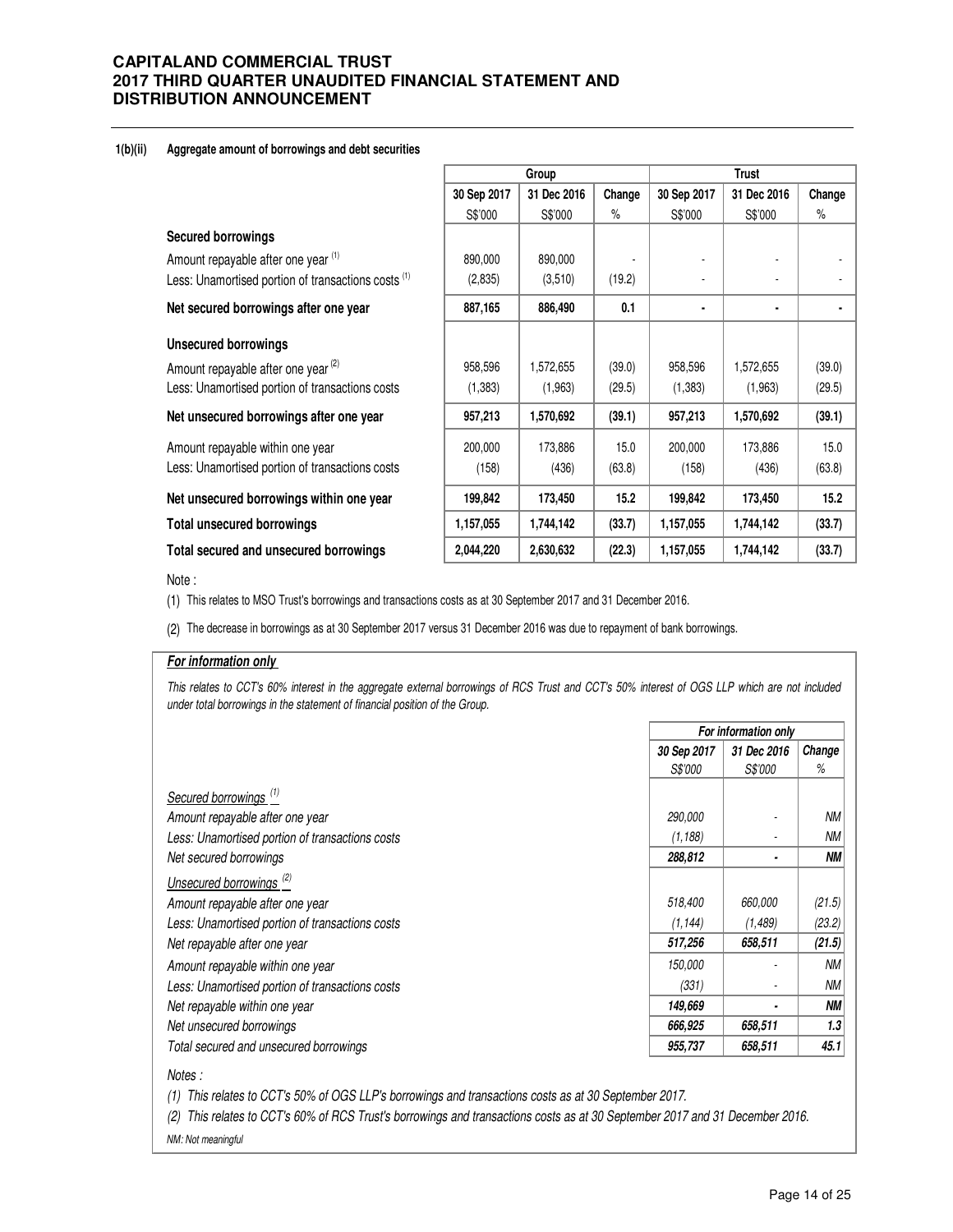### 1(b)(ii) Aggregate amount of borrowings and debt securities

| | Group | | | Trust | | |
|---|---|---|---|---|---|---|
| | 30 Sep 2017 | 31 Dec 2016 | Change | 30 Sep 2017 | 31 Dec 2016 | Change |
| | S$'000 | S$'000 | % | S$'000 | S$'000 | % |
| **Secured borrowings** | | | | | | |
| Amount repayable after one year [(1)] | 890,000 | 890,000 | - | - | - | - |
| Less: Unamortised portion of transactions costs [(1)] | (2,835) | (3,510) | (19.2) | - | - | - |
| **Net secured borrowings after one year** | **887,165** | **886,490** | **0.1** | **-** | **-** | **-** |
| **Unsecured borrowings** | | | | | | |
| Amount repayable after one year [(2)] | 958,596 | 1,572,655 | (39.0) | 958,596 | 1,572,655 | (39.0) |
| Less: Unamortised portion of transactions costs | (1,383) | (1,963) | (29.5) | (1,383) | (1,963) | (29.5) |
| **Net unsecured borrowings after one year** | **957,213** | **1,570,692** | **(39.1)** | **957,213** | **1,570,692** | **(39.1)** |
| Amount repayable within one year | 200,000 | 173,886 | 15.0 | 200,000 | 173,886 | 15.0 |
| Less: Unamortised portion of transactions costs | (158) | (436) | (63.8) | (158) | (436) | (63.8) |
| **Net unsecured borrowings within one year** | **199,842** | **173,450** | **15.2** | **199,842** | **173,450** | **15.2** |
| **Total unsecured borrowings** | **1,157,055** | **1,744,142** | **(33.7)** | **1,157,055** | **1,744,142** | **(33.7)** |
| **Total secured and unsecured borrowings** | **2,044,220** | **2,630,632** | **(22.3)** | **1,157,055** | **1,744,142** | **(33.7)** |

Note :

(1) This relates to MSO Trust's borrowings and transactions costs as at 30 September 2017 and 31 December 2016.

(2) The decrease in borrowings as at 30 September 2017 versus 31 December 2016 was due to repayment of bank borrowings.

***For information only***

*This relates to CCT's 60% interest in the aggregate external borrowings of RCS Trust and CCT's 50% interest of OGS LLP which are not included under total borrowings in the statement of financial position of the Group.*

| | *For information only* | | |
|---|---|---|---|
| | *30 Sep 2017* | *31 Dec 2016* | *Change* |
| | *S$'000* | *S$'000* | *%* |
| *Secured borrowings [(1)]* | | | |
| *Amount repayable after one year* | *290,000* | - | *NM* |
| *Less: Unamortised portion of transactions costs* | *(1,188)* | - | *NM* |
| *Net secured borrowings* | ***288,812*** | **-** | ***NM*** |
| *Unsecured borrowings [(2)]* | | | |
| *Amount repayable after one year* | *518,400* | *660,000* | *(21.5)* |
| *Less: Unamortised portion of transactions costs* | *(1,144)* | *(1,489)* | *(23.2)* |
| *Net repayable after one year* | ***517,256*** | ***658,511*** | ***(21.5)*** |
| *Amount repayable within one year* | *150,000* | - | *NM* |
| *Less: Unamortised portion of transactions costs* | *(331)* | - | *NM* |
| *Net repayable within one year* | ***149,669*** | **-** | ***NM*** |
| *Net unsecured borrowings* | ***666,925*** | ***658,511*** | ***1.3*** |
| *Total secured and unsecured borrowings* | ***955,737*** | ***658,511*** | ***45.1*** |

*Notes :*

*(1) This relates to CCT's 50% of OGS LLP's borrowings and transactions costs as at 30 September 2017.*

*(2) This relates to CCT's 60% of RCS Trust's borrowings and transactions costs as at 30 September 2017 and 31 December 2016.*

*NM: Not meaningful*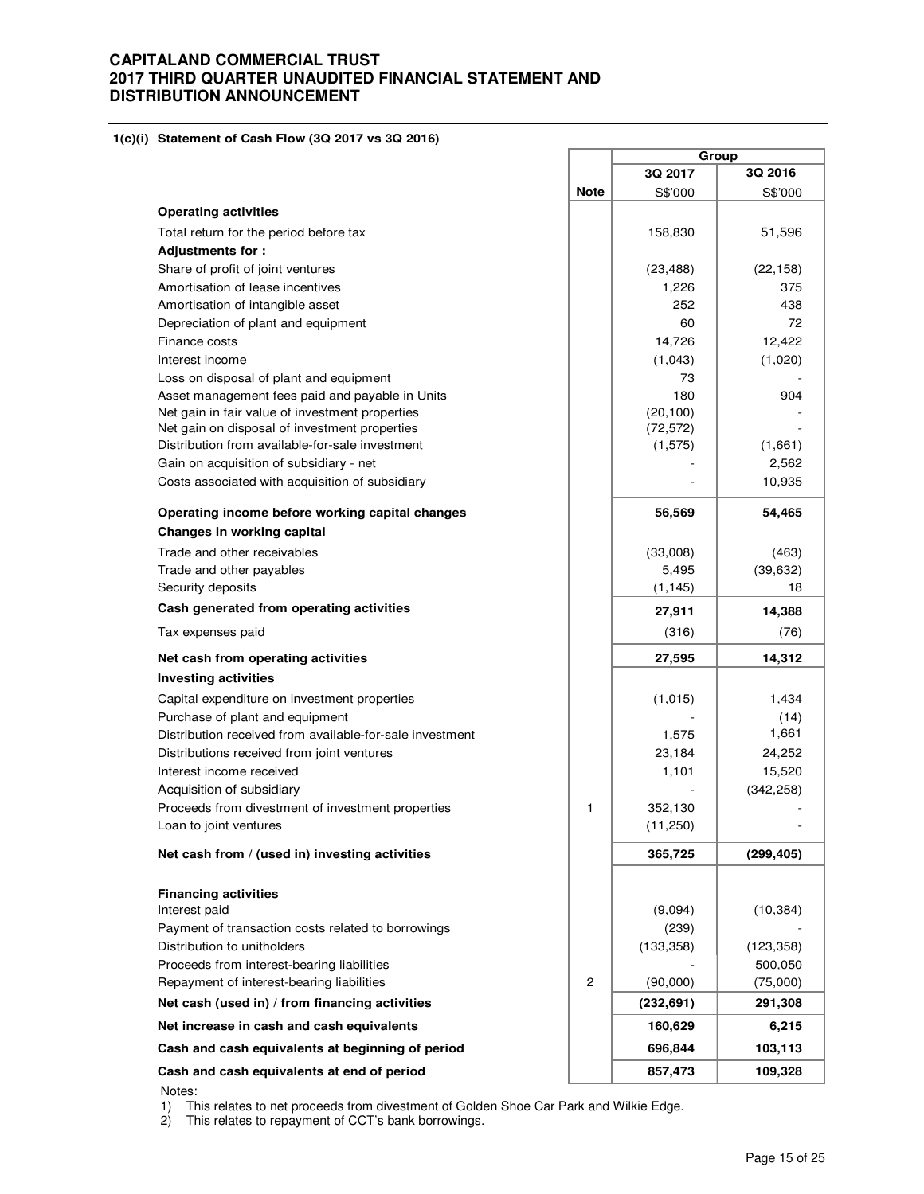# CAPITALAND COMMERCIAL TRUST
# 2017 THIRD QUARTER UNAUDITED FINANCIAL STATEMENT AND DISTRIBUTION ANNOUNCEMENT

**1(c)(i) Statement of Cash Flow (3Q 2017 vs 3Q 2016)**

| | Note | Group | |
|---|---|---|---|
| | | 3Q 2017 | 3Q 2016 |
| | | S$'000 | S$'000 |
| **Operating activities** | | | |
| Total return for the period before tax | | 158,830 | 51,596 |
| **Adjustments for :** | | | |
| Share of profit of joint ventures | | (23,488) | (22,158) |
| Amortisation of lease incentives | | 1,226 | 375 |
| Amortisation of intangible asset | | 252 | 438 |
| Depreciation of plant and equipment | | 60 | 72 |
| Finance costs | | 14,726 | 12,422 |
| Interest income | | (1,043) | (1,020) |
| Loss on disposal of plant and equipment | | 73 | - |
| Asset management fees paid and payable in Units | | 180 | 904 |
| Net gain in fair value of investment properties | | (20,100) | - |
| Net gain on disposal of investment properties | | (72,572) | - |
| Distribution from available-for-sale investment | | (1,575) | (1,661) |
| Gain on acquisition of subsidiary - net | | - | 2,562 |
| Costs associated with acquisition of subsidiary | | - | 10,935 |
| **Operating income before working capital changes** | | **56,569** | **54,465** |
| **Changes in working capital** | | | |
| Trade and other receivables | | (33,008) | (463) |
| Trade and other payables | | 5,495 | (39,632) |
| Security deposits | | (1,145) | 18 |
| **Cash generated from operating activities** | | **27,911** | **14,388** |
| Tax expenses paid | | (316) | (76) |
| **Net cash from operating activities** | | **27,595** | **14,312** |
| **Investing activities** | | | |
| Capital expenditure on investment properties | | (1,015) | 1,434 |
| Purchase of plant and equipment | | - | (14) |
| Distribution received from available-for-sale investment | | 1,575 | 1,661 |
| Distributions received from joint ventures | | 23,184 | 24,252 |
| Interest income received | | 1,101 | 15,520 |
| Acquisition of subsidiary | | - | (342,258) |
| Proceeds from divestment of investment properties | 1 | 352,130 | - |
| Loan to joint ventures | | (11,250) | - |
| **Net cash from / (used in) investing activities** | | **365,725** | **(299,405)** |
| **Financing activities** | | | |
| Interest paid | | (9,094) | (10,384) |
| Payment of transaction costs related to borrowings | | (239) | - |
| Distribution to unitholders | | (133,358) | (123,358) |
| Proceeds from interest-bearing liabilities | | - | 500,050 |
| Repayment of interest-bearing liabilities | 2 | (90,000) | (75,000) |
| **Net cash (used in) / from financing activities** | | **(232,691)** | **291,308** |
| **Net increase in cash and cash equivalents** | | **160,629** | **6,215** |
| **Cash and cash equivalents at beginning of period** | | **696,844** | **103,113** |
| **Cash and cash equivalents at end of period** | | **857,473** | **109,328** |

Notes:

1) This relates to net proceeds from divestment of Golden Shoe Car Park and Wilkie Edge.
2) This relates to repayment of CCT's bank borrowings.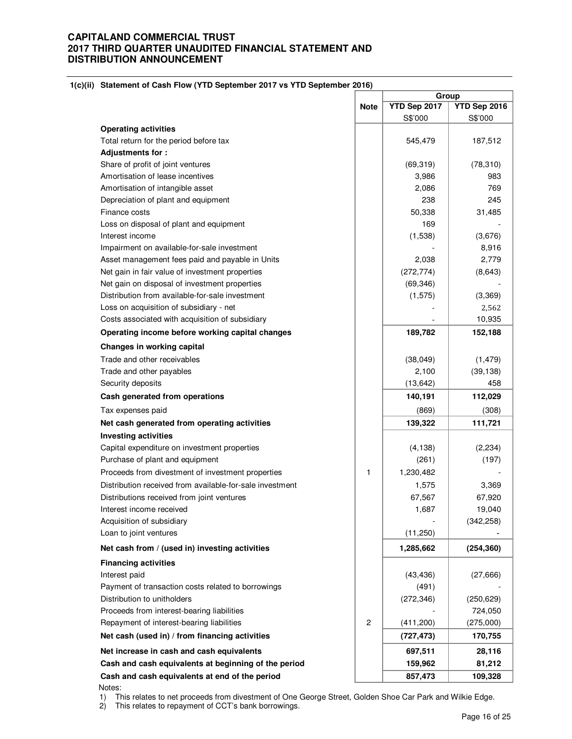# CAPITALAND COMMERCIAL TRUST
# 2017 THIRD QUARTER UNAUDITED FINANCIAL STATEMENT AND DISTRIBUTION ANNOUNCEMENT

**1(c)(ii) Statement of Cash Flow (YTD September 2017 vs YTD September 2016)**

| | Note | Group | |
|---|---|---|---|
| | | **YTD Sep 2017** | **YTD Sep 2016** |
| | | S$'000 | S$'000 |
| **Operating activities** | | | |
| Total return for the period before tax | | 545,479 | 187,512 |
| **Adjustments for :** | | | |
| Share of profit of joint ventures | | (69,319) | (78,310) |
| Amortisation of lease incentives | | 3,986 | 983 |
| Amortisation of intangible asset | | 2,086 | 769 |
| Depreciation of plant and equipment | | 238 | 245 |
| Finance costs | | 50,338 | 31,485 |
| Loss on disposal of plant and equipment | | 169 | - |
| Interest income | | (1,538) | (3,676) |
| Impairment on available-for-sale investment | | - | 8,916 |
| Asset management fees paid and payable in Units | | 2,038 | 2,779 |
| Net gain in fair value of investment properties | | (272,774) | (8,643) |
| Net gain on disposal of investment properties | | (69,346) | - |
| Distribution from available-for-sale investment | | (1,575) | (3,369) |
| Loss on acquisition of subsidiary - net | | - | 2,562 |
| Costs associated with acquisition of subsidiary | | - | 10,935 |
| **Operating income before working capital changes** | | **189,782** | **152,188** |
| **Changes in working capital** | | | |
| Trade and other receivables | | (38,049) | (1,479) |
| Trade and other payables | | 2,100 | (39,138) |
| Security deposits | | (13,642) | 458 |
| **Cash generated from operations** | | **140,191** | **112,029** |
| Tax expenses paid | | (869) | (308) |
| **Net cash generated from operating activities** | | **139,322** | **111,721** |
| **Investing activities** | | | |
| Capital expenditure on investment properties | | (4,138) | (2,234) |
| Purchase of plant and equipment | | (261) | (197) |
| Proceeds from divestment of investment properties | 1 | 1,230,482 | - |
| Distribution received from available-for-sale investment | | 1,575 | 3,369 |
| Distributions received from joint ventures | | 67,567 | 67,920 |
| Interest income received | | 1,687 | 19,040 |
| Acquisition of subsidiary | | - | (342,258) |
| Loan to joint ventures | | (11,250) | - |
| **Net cash from / (used in) investing activities** | | **1,285,662** | **(254,360)** |
| **Financing activities** | | | |
| Interest paid | | (43,436) | (27,666) |
| Payment of transaction costs related to borrowings | | (491) | - |
| Distribution to unitholders | | (272,346) | (250,629) |
| Proceeds from interest-bearing liabilities | | - | 724,050 |
| Repayment of interest-bearing liabilities | 2 | (411,200) | (275,000) |
| **Net cash (used in) / from financing activities** | | **(727,473)** | **170,755** |
| **Net increase in cash and cash equivalents** | | **697,511** | **28,116** |
| **Cash and cash equivalents at beginning of the period** | | **159,962** | **81,212** |
| **Cash and cash equivalents at end of the period** | | **857,473** | **109,328** |

Notes:

1) This relates to net proceeds from divestment of One George Street, Golden Shoe Car Park and Wilkie Edge.
2) This relates to repayment of CCT's bank borrowings.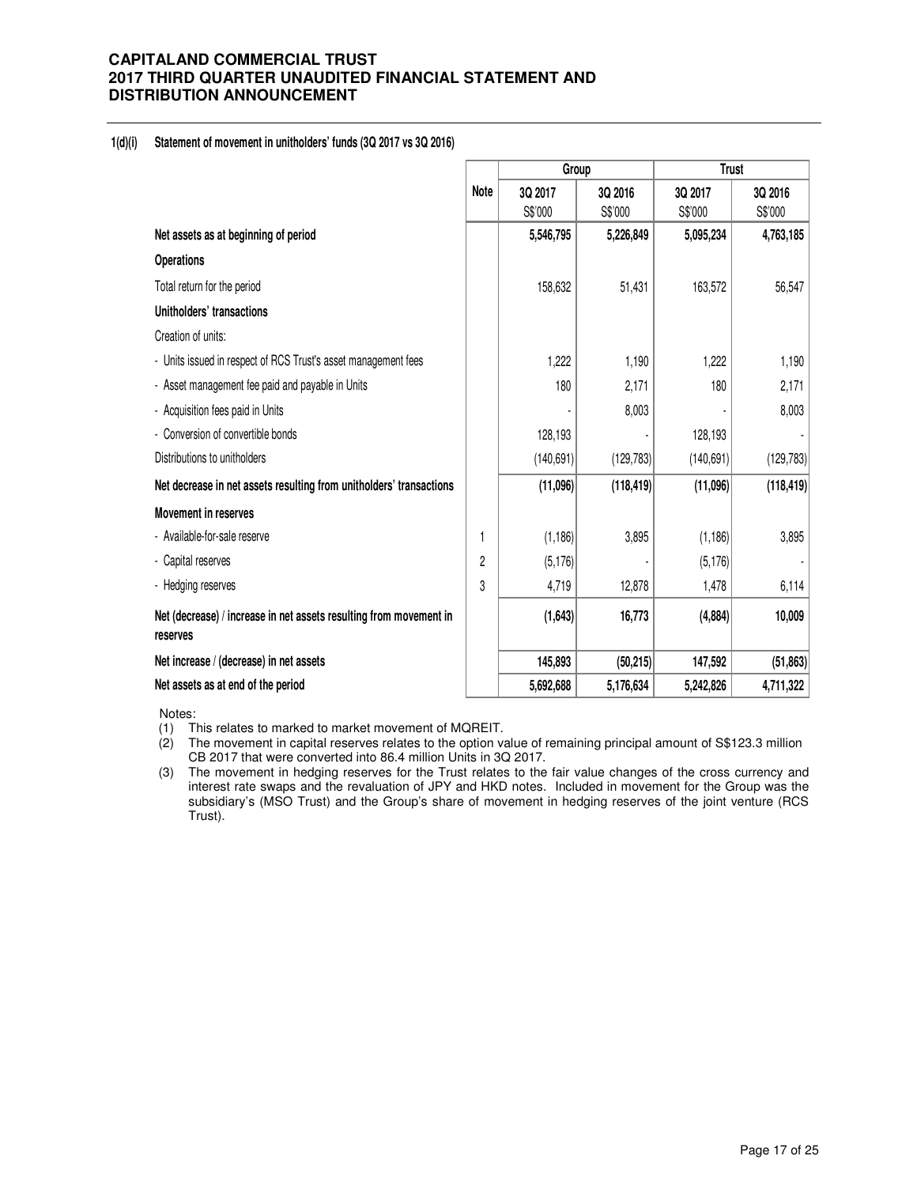**1(d)(i) Statement of movement in unitholders' funds (3Q 2017 vs 3Q 2016)**

| | Note | Group | | Trust | |
|---|---|---|---|---|---|
| | | 3Q 2017 S$'000 | 3Q 2016 S$'000 | 3Q 2017 S$'000 | 3Q 2016 S$'000 |
| **Net assets as at beginning of period** | | **5,546,795** | **5,226,849** | **5,095,234** | **4,763,185** |
| **Operations** | | | | | |
| Total return for the period | | 158,632 | 51,431 | 163,572 | 56,547 |
| **Unitholders' transactions** | | | | | |
| Creation of units: | | | | | |
| - Units issued in respect of RCS Trust's asset management fees | | 1,222 | 1,190 | 1,222 | 1,190 |
| - Asset management fee paid and payable in Units | | 180 | 2,171 | 180 | 2,171 |
| - Acquisition fees paid in Units | | - | 8,003 | - | 8,003 |
| - Conversion of convertible bonds | | 128,193 | - | 128,193 | - |
| Distributions to unitholders | | (140,691) | (129,783) | (140,691) | (129,783) |
| **Net decrease in net assets resulting from unitholders' transactions** | | **(11,096)** | **(118,419)** | **(11,096)** | **(118,419)** |
| **Movement in reserves** | | | | | |
| - Available-for-sale reserve | 1 | (1,186) | 3,895 | (1,186) | 3,895 |
| - Capital reserves | 2 | (5,176) | - | (5,176) | - |
| - Hedging reserves | 3 | 4,719 | 12,878 | 1,478 | 6,114 |
| **Net (decrease) / increase in net assets resulting from movement in reserves** | | **(1,643)** | **16,773** | **(4,884)** | **10,009** |
| **Net increase / (decrease) in net assets** | | **145,893** | **(50,215)** | **147,592** | **(51,863)** |
| **Net assets as at end of the period** | | **5,692,688** | **5,176,634** | **5,242,826** | **4,711,322** |

Notes:

(1) This relates to marked to market movement of MQREIT.

(2) The movement in capital reserves relates to the option value of remaining principal amount of S$123.3 million CB 2017 that were converted into 86.4 million Units in 3Q 2017.

(3) The movement in hedging reserves for the Trust relates to the fair value changes of the cross currency and interest rate swaps and the revaluation of JPY and HKD notes. Included in movement for the Group was the subsidiary's (MSO Trust) and the Group's share of movement in hedging reserves of the joint venture (RCS Trust).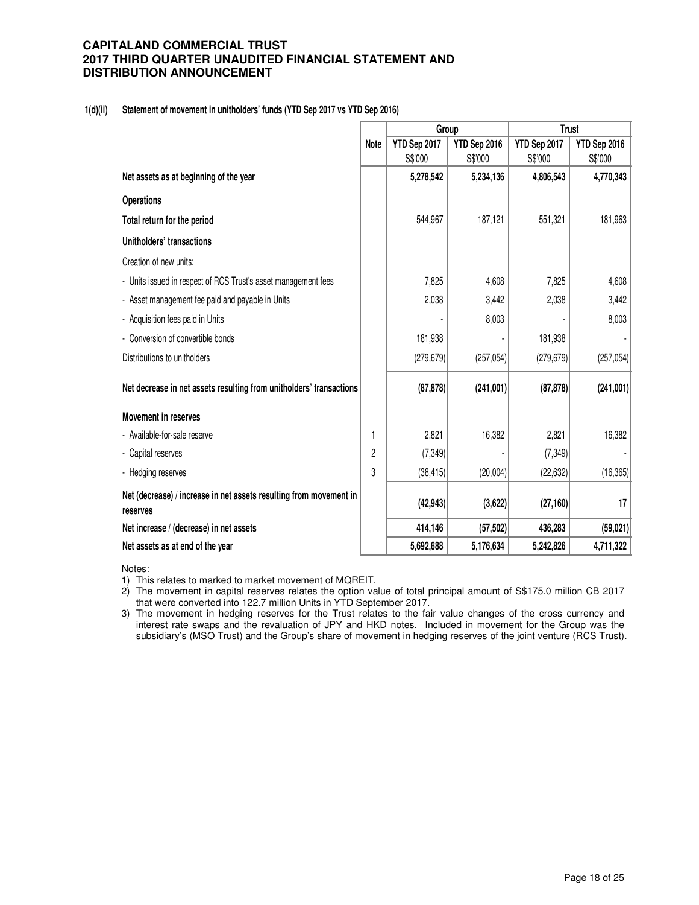### 1(d)(ii) Statement of movement in unitholders' funds (YTD Sep 2017 vs YTD Sep 2016)

| | Note | Group | | Trust | |
|---|---|---|---|---|---|
| | | YTD Sep 2017 S$'000 | YTD Sep 2016 S$'000 | YTD Sep 2017 S$'000 | YTD Sep 2016 S$'000 |
| **Net assets as at beginning of the year** | | **5,278,542** | **5,234,136** | **4,806,543** | **4,770,343** |
| **Operations** | | | | | |
| **Total return for the period** | | 544,967 | 187,121 | 551,321 | 181,963 |
| **Unitholders' transactions** | | | | | |
| Creation of new units: | | | | | |
| - Units issued in respect of RCS Trust's asset management fees | | 7,825 | 4,608 | 7,825 | 4,608 |
| - Asset management fee paid and payable in Units | | 2,038 | 3,442 | 2,038 | 3,442 |
| - Acquisition fees paid in Units | | - | 8,003 | - | 8,003 |
| - Conversion of convertible bonds | | 181,938 | - | 181,938 | - |
| Distributions to unitholders | | (279,679) | (257,054) | (279,679) | (257,054) |
| **Net decrease in net assets resulting from unitholders' transactions** | | **(87,878)** | **(241,001)** | **(87,878)** | **(241,001)** |
| **Movement in reserves** | | | | | |
| - Available-for-sale reserve | 1 | 2,821 | 16,382 | 2,821 | 16,382 |
| - Capital reserves | 2 | (7,349) | - | (7,349) | - |
| - Hedging reserves | 3 | (38,415) | (20,004) | (22,632) | (16,365) |
| **Net (decrease) / increase in net assets resulting from movement in reserves** | | **(42,943)** | **(3,622)** | **(27,160)** | **17** |
| **Net increase / (decrease) in net assets** | | **414,146** | **(57,502)** | **436,283** | **(59,021)** |
| **Net assets as at end of the year** | | **5,692,688** | **5,176,634** | **5,242,826** | **4,711,322** |

Notes:

1) This relates to marked to market movement of MQREIT.
2) The movement in capital reserves relates the option value of total principal amount of S$175.0 million CB 2017 that were converted into 122.7 million Units in YTD September 2017.
3) The movement in hedging reserves for the Trust relates to the fair value changes of the cross currency and interest rate swaps and the revaluation of JPY and HKD notes. Included in movement for the Group was the subsidiary's (MSO Trust) and the Group's share of movement in hedging reserves of the joint venture (RCS Trust).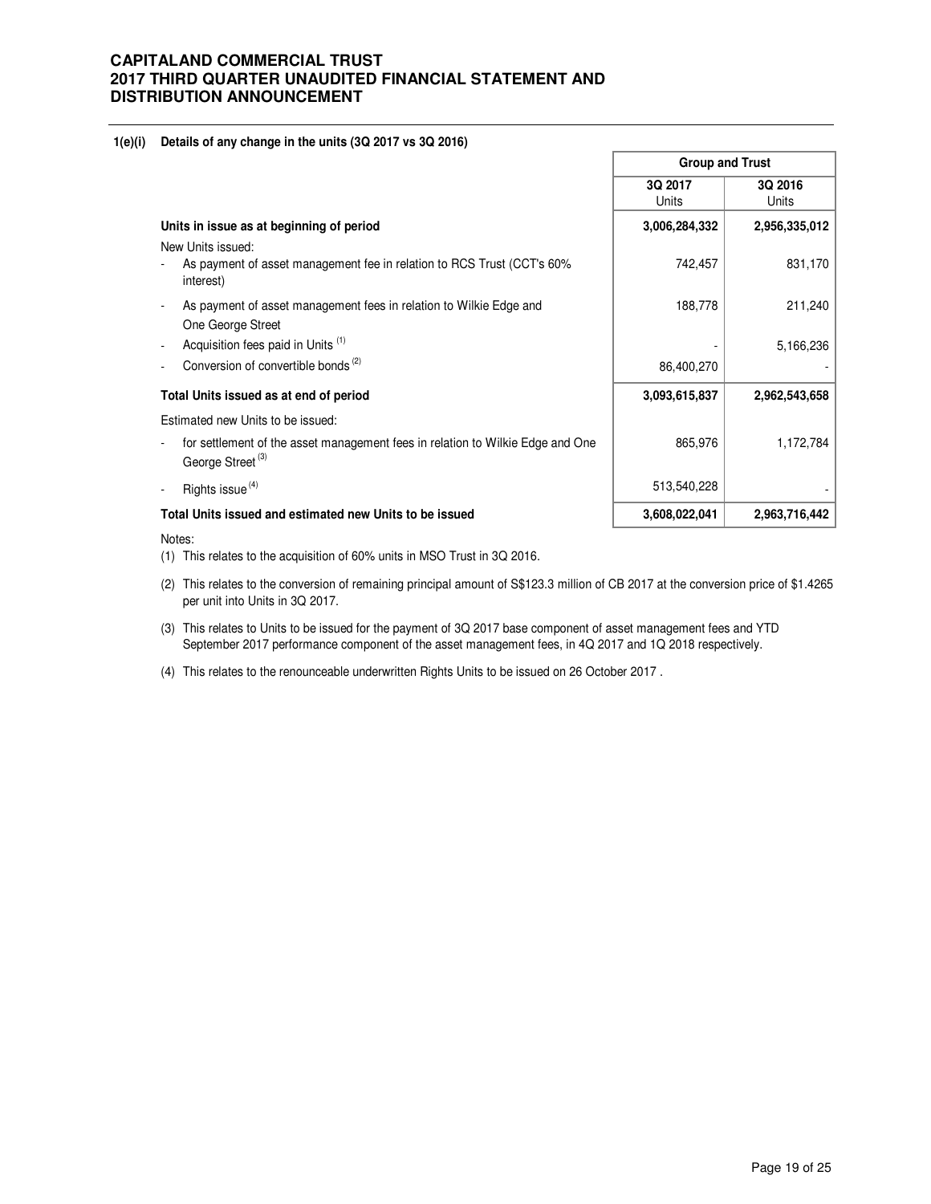## 1(e)(i) Details of any change in the units (3Q 2017 vs 3Q 2016)

| | Group and Trust | |
|---|---|---|
| | 3Q 2017<br>Units | 3Q 2016<br>Units |
| **Units in issue as at beginning of period** | **3,006,284,332** | **2,956,335,012** |
| New Units issued: | | |
| - As payment of asset management fee in relation to RCS Trust (CCT's 60% interest) | 742,457 | 831,170 |
| - As payment of asset management fees in relation to Wilkie Edge and One George Street | 188,778 | 211,240 |
| - Acquisition fees paid in Units [(1)] | - | 5,166,236 |
| - Conversion of convertible bonds [(2)] | 86,400,270 | - |
| **Total Units issued as at end of period** | **3,093,615,837** | **2,962,543,658** |
| Estimated new Units to be issued: | | |
| - for settlement of the asset management fees in relation to Wilkie Edge and One George Street [(3)] | 865,976 | 1,172,784 |
| - Rights issue [(4)] | 513,540,228 | - |
| **Total Units issued and estimated new Units to be issued** | **3,608,022,041** | **2,963,716,442** |

Notes:

(1) This relates to the acquisition of 60% units in MSO Trust in 3Q 2016.

(2) This relates to the conversion of remaining principal amount of S$123.3 million of CB 2017 at the conversion price of $1.4265 per unit into Units in 3Q 2017.

(3) This relates to Units to be issued for the payment of 3Q 2017 base component of asset management fees and YTD September 2017 performance component of the asset management fees, in 4Q 2017 and 1Q 2018 respectively.

(4) This relates to the renounceable underwritten Rights Units to be issued on 26 October 2017 .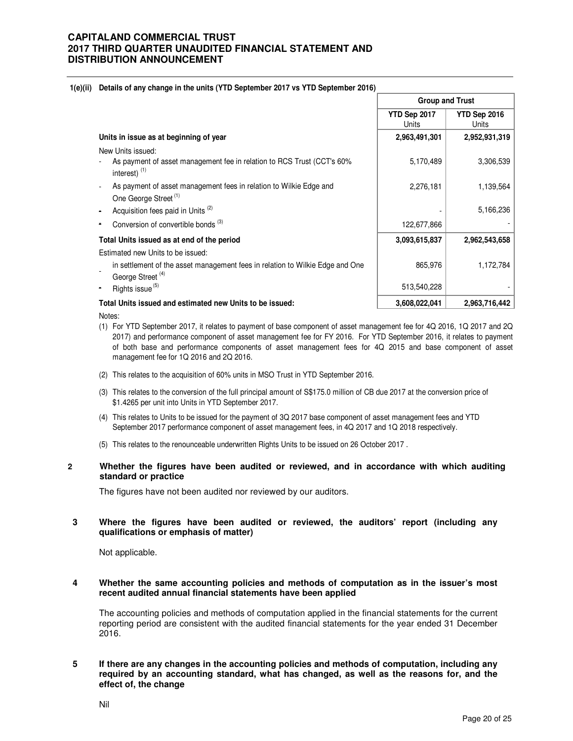### 1(e)(ii) Details of any change in the units (YTD September 2017 vs YTD September 2016)

| | Group and Trust | |
|---|---|---|
| | YTD Sep 2017 Units | YTD Sep 2016 Units |
| **Units in issue as at beginning of year** | **2,963,491,301** | **2,952,931,319** |
| New Units issued: | | |
| - As payment of asset management fee in relation to RCS Trust (CCT's 60% interest) [(1)] | 5,170,489 | 3,306,539 |
| - As payment of asset management fees in relation to Wilkie Edge and One George Street [(1)] | 2,276,181 | 1,139,564 |
| - Acquisition fees paid in Units [(2)] | - | 5,166,236 |
| - Conversion of convertible bonds [(3)] | 122,677,866 | - |
| **Total Units issued as at end of the period** | **3,093,615,837** | **2,962,543,658** |
| Estimated new Units to be issued: | | |
| - in settlement of the asset management fees in relation to Wilkie Edge and One George Street [(4)] | 865,976 | 1,172,784 |
| - Rights issue [(5)] | 513,540,228 | - |
| **Total Units issued and estimated new Units to be issued:** | **3,608,022,041** | **2,963,716,442** |

Notes:

(1) For YTD September 2017, it relates to payment of base component of asset management fee for 4Q 2016, 1Q 2017 and 2Q 2017) and performance component of asset management fee for FY 2016. For YTD September 2016, it relates to payment of both base and performance components of asset management fees for 4Q 2015 and base component of asset management fee for 1Q 2016 and 2Q 2016.

(2) This relates to the acquisition of 60% units in MSO Trust in YTD September 2016.

(3) This relates to the conversion of the full principal amount of S$175.0 million of CB due 2017 at the conversion price of $1.4265 per unit into Units in YTD September 2017.

(4) This relates to Units to be issued for the payment of 3Q 2017 base component of asset management fees and YTD September 2017 performance component of asset management fees, in 4Q 2017 and 1Q 2018 respectively.

(5) This relates to the renounceable underwritten Rights Units to be issued on 26 October 2017 .

### 2 Whether the figures have been audited or reviewed, and in accordance with which auditing standard or practice

The figures have not been audited nor reviewed by our auditors.

### 3 Where the figures have been audited or reviewed, the auditors' report (including any qualifications or emphasis of matter)

Not applicable.

### 4 Whether the same accounting policies and methods of computation as in the issuer's most recent audited annual financial statements have been applied

The accounting policies and methods of computation applied in the financial statements for the current reporting period are consistent with the audited financial statements for the year ended 31 December 2016.

### 5 If there are any changes in the accounting policies and methods of computation, including any required by an accounting standard, what has changed, as well as the reasons for, and the effect of, the change

Nil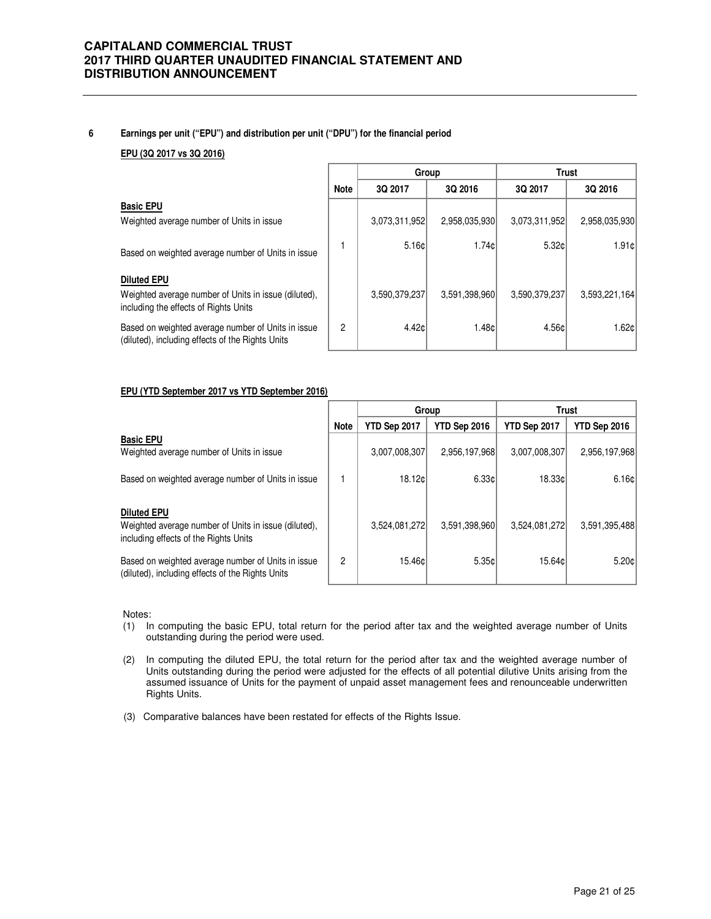## 6 Earnings per unit ("EPU") and distribution per unit ("DPU") for the financial period

**EPU (3Q 2017 vs 3Q 2016)**

| | Note | Group | | Trust | |
|---|---|---|---|---|---|
| | | 3Q 2017 | 3Q 2016 | 3Q 2017 | 3Q 2016 |
| **Basic EPU** | | | | | |
| Weighted average number of Units in issue | | 3,073,311,952 | 2,958,035,930 | 3,073,311,952 | 2,958,035,930 |
| Based on weighted average number of Units in issue | 1 | 5.16¢ | 1.74¢ | 5.32¢ | 1.91¢ |
| **Diluted EPU** | | | | | |
| Weighted average number of Units in issue (diluted), including the effects of Rights Units | | 3,590,379,237 | 3,591,398,960 | 3,590,379,237 | 3,593,221,164 |
| Based on weighted average number of Units in issue (diluted), including effects of the Rights Units | 2 | 4.42¢ | 1.48¢ | 4.56¢ | 1.62¢ |

**EPU (YTD September 2017 vs YTD September 2016)**

| | Note | Group | | Trust | |
|---|---|---|---|---|---|
| | | YTD Sep 2017 | YTD Sep 2016 | YTD Sep 2017 | YTD Sep 2016 |
| **Basic EPU** | | | | | |
| Weighted average number of Units in issue | | 3,007,008,307 | 2,956,197,968 | 3,007,008,307 | 2,956,197,968 |
| Based on weighted average number of Units in issue | 1 | 18.12¢ | 6.33¢ | 18.33¢ | 6.16¢ |
| **Diluted EPU** | | | | | |
| Weighted average number of Units in issue (diluted), including effects of the Rights Units | | 3,524,081,272 | 3,591,398,960 | 3,524,081,272 | 3,591,395,488 |
| Based on weighted average number of Units in issue (diluted), including effects of the Rights Units | 2 | 15.46¢ | 5.35¢ | 15.64¢ | 5.20¢ |

Notes:

(1) In computing the basic EPU, total return for the period after tax and the weighted average number of Units outstanding during the period were used.

(2) In computing the diluted EPU, the total return for the period after tax and the weighted average number of Units outstanding during the period were adjusted for the effects of all potential dilutive Units arising from the assumed issuance of Units for the payment of unpaid asset management fees and renounceable underwritten Rights Units.

(3) Comparative balances have been restated for effects of the Rights Issue.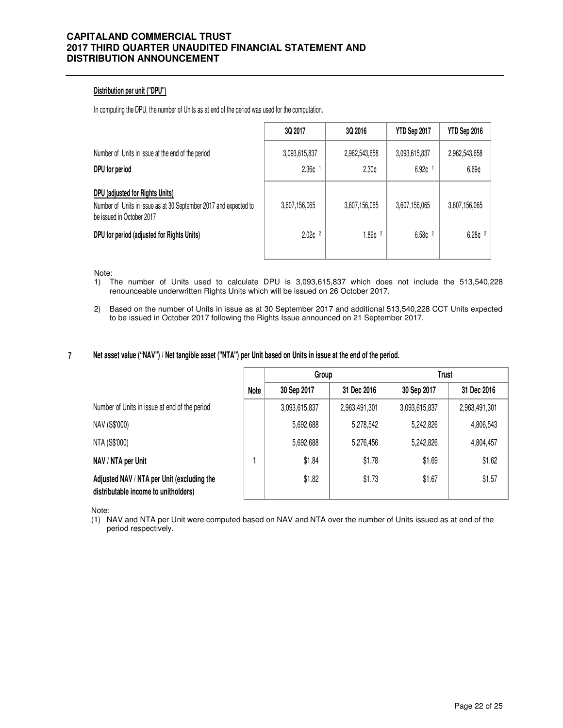**Distribution per unit ("DPU")**

In computing the DPU, the number of Units as at end of the period was used for the computation.

| | 3Q 2017 | 3Q 2016 | YTD Sep 2017 | YTD Sep 2016 |
|---|---|---|---|---|
| Number of Units in issue at the end of the period | 3,093,615,837 | 2,962,543,658 | 3,093,615,837 | 2,962,543,658 |
| **DPU for period** | 2.36¢ [1] | 2.30¢ | 6.92¢ [1] | 6.69¢ |
| **DPU (adjusted for Rights Units)** | | | | |
| Number of Units in issue as at 30 September 2017 and expected to be issued in October 2017 | 3,607,156,065 | 3,607,156,065 | 3,607,156,065 | 3,607,156,065 |
| **DPU for period (adjusted for Rights Units)** | 2.02¢ [2] | 1.89¢ [2] | 6.58¢ [2] | 6.28¢ [2] |

Note:

1) The number of Units used to calculate DPU is 3,093,615,837 which does not include the 513,540,228 renounceable underwritten Rights Units which will be issued on 26 October 2017.

2) Based on the number of Units in issue as at 30 September 2017 and additional 513,540,228 CCT Units expected to be issued in October 2017 following the Rights Issue announced on 21 September 2017.

## 7 Net asset value ("NAV") / Net tangible asset ("NTA") per Unit based on Units in issue at the end of the period.

| | Note | Group | | Trust | |
|---|---|---|---|---|---|
| | | 30 Sep 2017 | 31 Dec 2016 | 30 Sep 2017 | 31 Dec 2016 |
| Number of Units in issue at end of the period | | 3,093,615,837 | 2,963,491,301 | 3,093,615,837 | 2,963,491,301 |
| NAV (S$'000) | | 5,692,688 | 5,278,542 | 5,242,826 | 4,806,543 |
| NTA (S$'000) | | 5,692,688 | 5,276,456 | 5,242,826 | 4,804,457 |
| **NAV / NTA per Unit** | 1 | $1.84 | $1.78 | $1.69 | $1.62 |
| **Adjusted NAV / NTA per Unit (excluding the distributable income to unitholders)** | | $1.82 | $1.73 | $1.67 | $1.57 |

Note:

(1) NAV and NTA per Unit were computed based on NAV and NTA over the number of Units issued as at end of the period respectively.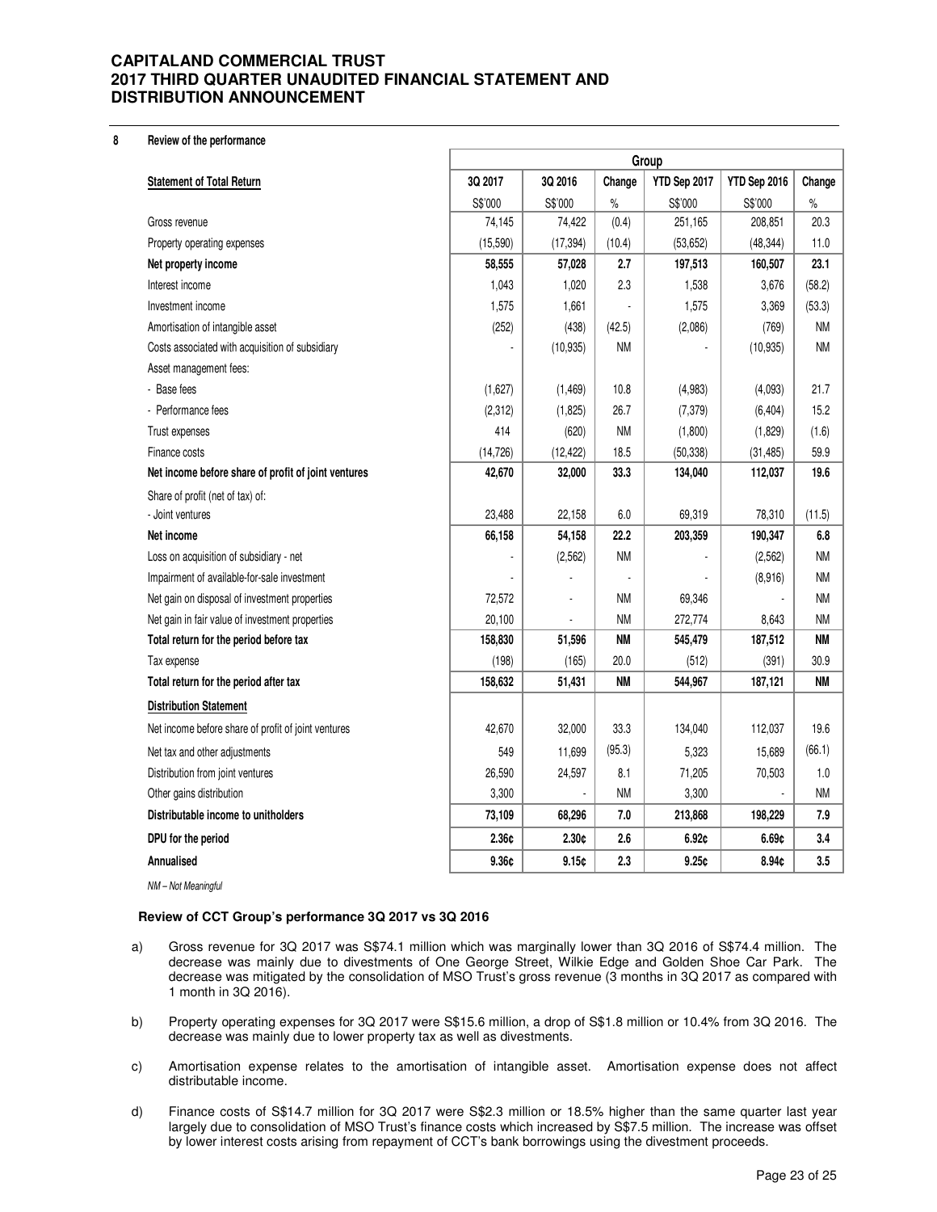# CAPITALAND COMMERCIAL TRUST
# 2017 THIRD QUARTER UNAUDITED FINANCIAL STATEMENT AND DISTRIBUTION ANNOUNCEMENT

## 8 Review of the performance

| | Group | | | | | |
|---|---|---|---|---|---|---|
| **Statement of Total Return** | **3Q 2017** | **3Q 2016** | **Change** | **YTD Sep 2017** | **YTD Sep 2016** | **Change** |
| | S$'000 | S$'000 | % | S$'000 | S$'000 | % |
| Gross revenue | 74,145 | 74,422 | (0.4) | 251,165 | 208,851 | 20.3 |
| Property operating expenses | (15,590) | (17,394) | (10.4) | (53,652) | (48,344) | 11.0 |
| **Net property income** | **58,555** | **57,028** | **2.7** | **197,513** | **160,507** | **23.1** |
| Interest income | 1,043 | 1,020 | 2.3 | 1,538 | 3,676 | (58.2) |
| Investment income | 1,575 | 1,661 | - | 1,575 | 3,369 | (53.3) |
| Amortisation of intangible asset | (252) | (438) | (42.5) | (2,086) | (769) | NM |
| Costs associated with acquisition of subsidiary | - | (10,935) | NM | - | (10,935) | NM |
| Asset management fees: | | | | | | |
| - Base fees | (1,627) | (1,469) | 10.8 | (4,983) | (4,093) | 21.7 |
| - Performance fees | (2,312) | (1,825) | 26.7 | (7,379) | (6,404) | 15.2 |
| Trust expenses | 414 | (620) | NM | (1,800) | (1,829) | (1.6) |
| Finance costs | (14,726) | (12,422) | 18.5 | (50,338) | (31,485) | 59.9 |
| **Net income before share of profit of joint ventures** | **42,670** | **32,000** | **33.3** | **134,040** | **112,037** | **19.6** |
| Share of profit (net of tax) of: | | | | | | |
| - Joint ventures | 23,488 | 22,158 | 6.0 | 69,319 | 78,310 | (11.5) |
| **Net income** | **66,158** | **54,158** | **22.2** | **203,359** | **190,347** | **6.8** |
| Loss on acquisition of subsidiary - net | - | (2,562) | NM | - | (2,562) | NM |
| Impairment of available-for-sale investment | - | - | - | - | (8,916) | NM |
| Net gain on disposal of investment properties | 72,572 | - | NM | 69,346 | - | NM |
| Net gain in fair value of investment properties | 20,100 | - | NM | 272,774 | 8,643 | NM |
| **Total return for the period before tax** | **158,830** | **51,596** | **NM** | **545,479** | **187,512** | **NM** |
| Tax expense | (198) | (165) | 20.0 | (512) | (391) | 30.9 |
| **Total return for the period after tax** | **158,632** | **51,431** | **NM** | **544,967** | **187,121** | **NM** |
| **Distribution Statement** | | | | | | |
| Net income before share of profit of joint ventures | 42,670 | 32,000 | 33.3 | 134,040 | 112,037 | 19.6 |
| Net tax and other adjustments | 549 | 11,699 | (95.3) | 5,323 | 15,689 | (66.1) |
| Distribution from joint ventures | 26,590 | 24,597 | 8.1 | 71,205 | 70,503 | 1.0 |
| Other gains distribution | 3,300 | - | NM | 3,300 | - | NM |
| **Distributable income to unitholders** | **73,109** | **68,296** | **7.0** | **213,868** | **198,229** | **7.9** |
| **DPU for the period** | **2.36¢** | **2.30¢** | **2.6** | **6.92¢** | **6.69¢** | **3.4** |
| **Annualised** | **9.36¢** | **9.15¢** | **2.3** | **9.25¢** | **8.94¢** | **3.5** |

*NM – Not Meaningful*

### Review of CCT Group's performance 3Q 2017 vs 3Q 2016

a) Gross revenue for 3Q 2017 was S$74.1 million which was marginally lower than 3Q 2016 of S$74.4 million. The decrease was mainly due to divestments of One George Street, Wilkie Edge and Golden Shoe Car Park. The decrease was mitigated by the consolidation of MSO Trust's gross revenue (3 months in 3Q 2017 as compared with 1 month in 3Q 2016).

b) Property operating expenses for 3Q 2017 were S$15.6 million, a drop of S$1.8 million or 10.4% from 3Q 2016. The decrease was mainly due to lower property tax as well as divestments.

c) Amortisation expense relates to the amortisation of intangible asset. Amortisation expense does not affect distributable income.

d) Finance costs of S$14.7 million for 3Q 2017 were S$2.3 million or 18.5% higher than the same quarter last year largely due to consolidation of MSO Trust's finance costs which increased by S$7.5 million. The increase was offset by lower interest costs arising from repayment of CCT's bank borrowings using the divestment proceeds.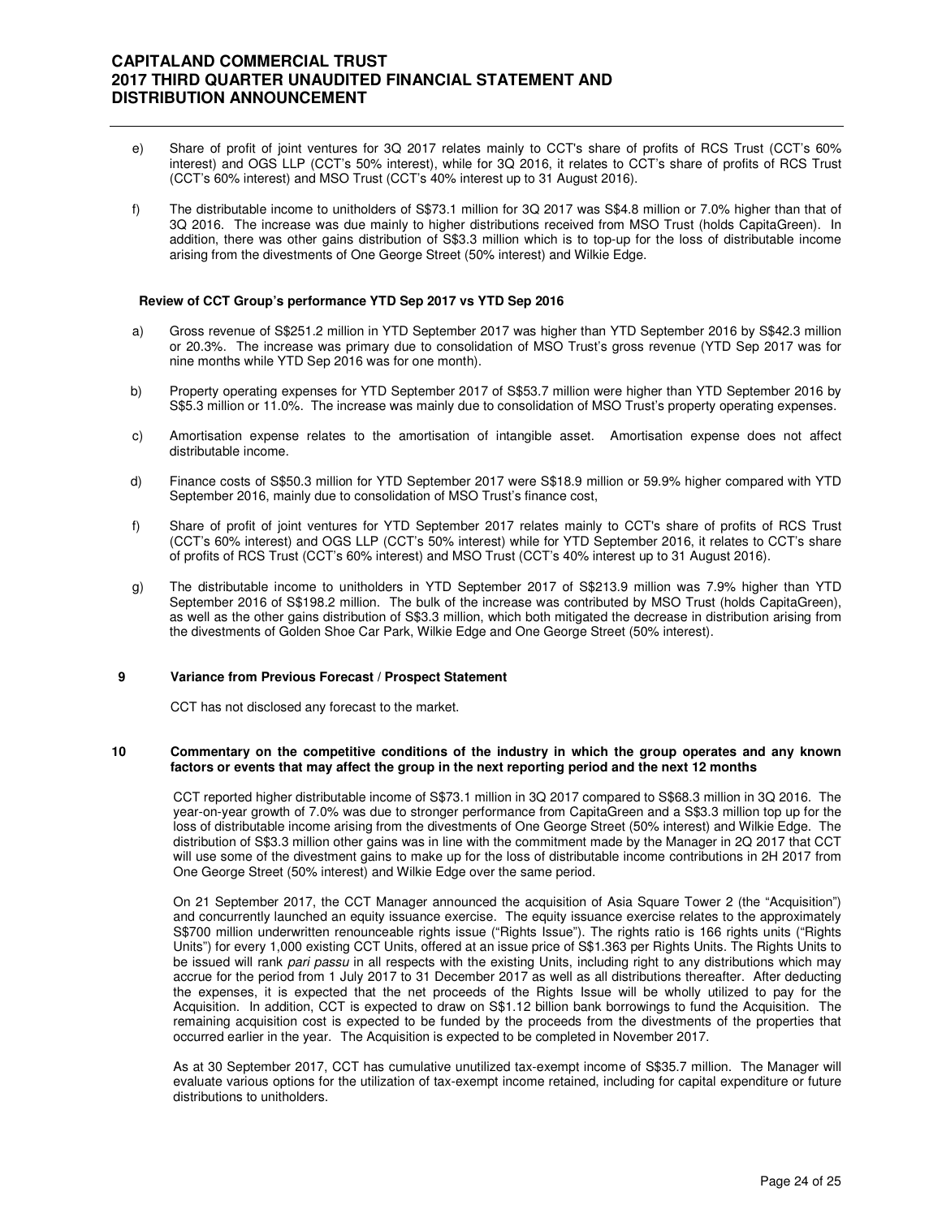e) Share of profit of joint ventures for 3Q 2017 relates mainly to CCT's share of profits of RCS Trust (CCT's 60% interest) and OGS LLP (CCT's 50% interest), while for 3Q 2016, it relates to CCT's share of profits of RCS Trust (CCT's 60% interest) and MSO Trust (CCT's 40% interest up to 31 August 2016).

f) The distributable income to unitholders of S$73.1 million for 3Q 2017 was S$4.8 million or 7.0% higher than that of 3Q 2016. The increase was due mainly to higher distributions received from MSO Trust (holds CapitaGreen). In addition, there was other gains distribution of S$3.3 million which is to top-up for the loss of distributable income arising from the divestments of One George Street (50% interest) and Wilkie Edge.

**Review of CCT Group's performance YTD Sep 2017 vs YTD Sep 2016**

a) Gross revenue of S$251.2 million in YTD September 2017 was higher than YTD September 2016 by S$42.3 million or 20.3%. The increase was primary due to consolidation of MSO Trust's gross revenue (YTD Sep 2017 was for nine months while YTD Sep 2016 was for one month).

b) Property operating expenses for YTD September 2017 of S$53.7 million were higher than YTD September 2016 by S$5.3 million or 11.0%. The increase was mainly due to consolidation of MSO Trust's property operating expenses.

c) Amortisation expense relates to the amortisation of intangible asset. Amortisation expense does not affect distributable income.

d) Finance costs of S$50.3 million for YTD September 2017 were S$18.9 million or 59.9% higher compared with YTD September 2016, mainly due to consolidation of MSO Trust's finance cost,

f) Share of profit of joint ventures for YTD September 2017 relates mainly to CCT's share of profits of RCS Trust (CCT's 60% interest) and OGS LLP (CCT's 50% interest) while for YTD September 2016, it relates to CCT's share of profits of RCS Trust (CCT's 60% interest) and MSO Trust (CCT's 40% interest up to 31 August 2016).

g) The distributable income to unitholders in YTD September 2017 of S$213.9 million was 7.9% higher than YTD September 2016 of S$198.2 million. The bulk of the increase was contributed by MSO Trust (holds CapitaGreen), as well as the other gains distribution of S$3.3 million, which both mitigated the decrease in distribution arising from the divestments of Golden Shoe Car Park, Wilkie Edge and One George Street (50% interest).

## 9 Variance from Previous Forecast / Prospect Statement

CCT has not disclosed any forecast to the market.

## 10 Commentary on the competitive conditions of the industry in which the group operates and any known factors or events that may affect the group in the next reporting period and the next 12 months

CCT reported higher distributable income of S$73.1 million in 3Q 2017 compared to S$68.3 million in 3Q 2016. The year-on-year growth of 7.0% was due to stronger performance from CapitaGreen and a S$3.3 million top up for the loss of distributable income arising from the divestments of One George Street (50% interest) and Wilkie Edge. The distribution of S$3.3 million other gains was in line with the commitment made by the Manager in 2Q 2017 that CCT will use some of the divestment gains to make up for the loss of distributable income contributions in 2H 2017 from One George Street (50% interest) and Wilkie Edge over the same period.

On 21 September 2017, the CCT Manager announced the acquisition of Asia Square Tower 2 (the "Acquisition") and concurrently launched an equity issuance exercise. The equity issuance exercise relates to the approximately S$700 million underwritten renounceable rights issue ("Rights Issue"). The rights ratio is 166 rights units ("Rights Units") for every 1,000 existing CCT Units, offered at an issue price of S$1.363 per Rights Units. The Rights Units to be issued will rank *pari passu* in all respects with the existing Units, including right to any distributions which may accrue for the period from 1 July 2017 to 31 December 2017 as well as all distributions thereafter. After deducting the expenses, it is expected that the net proceeds of the Rights Issue will be wholly utilized to pay for the Acquisition. In addition, CCT is expected to draw on S$1.12 billion bank borrowings to fund the Acquisition. The remaining acquisition cost is expected to be funded by the proceeds from the divestments of the properties that occurred earlier in the year. The Acquisition is expected to be completed in November 2017.

As at 30 September 2017, CCT has cumulative unutilized tax-exempt income of S$35.7 million. The Manager will evaluate various options for the utilization of tax-exempt income retained, including for capital expenditure or future distributions to unitholders.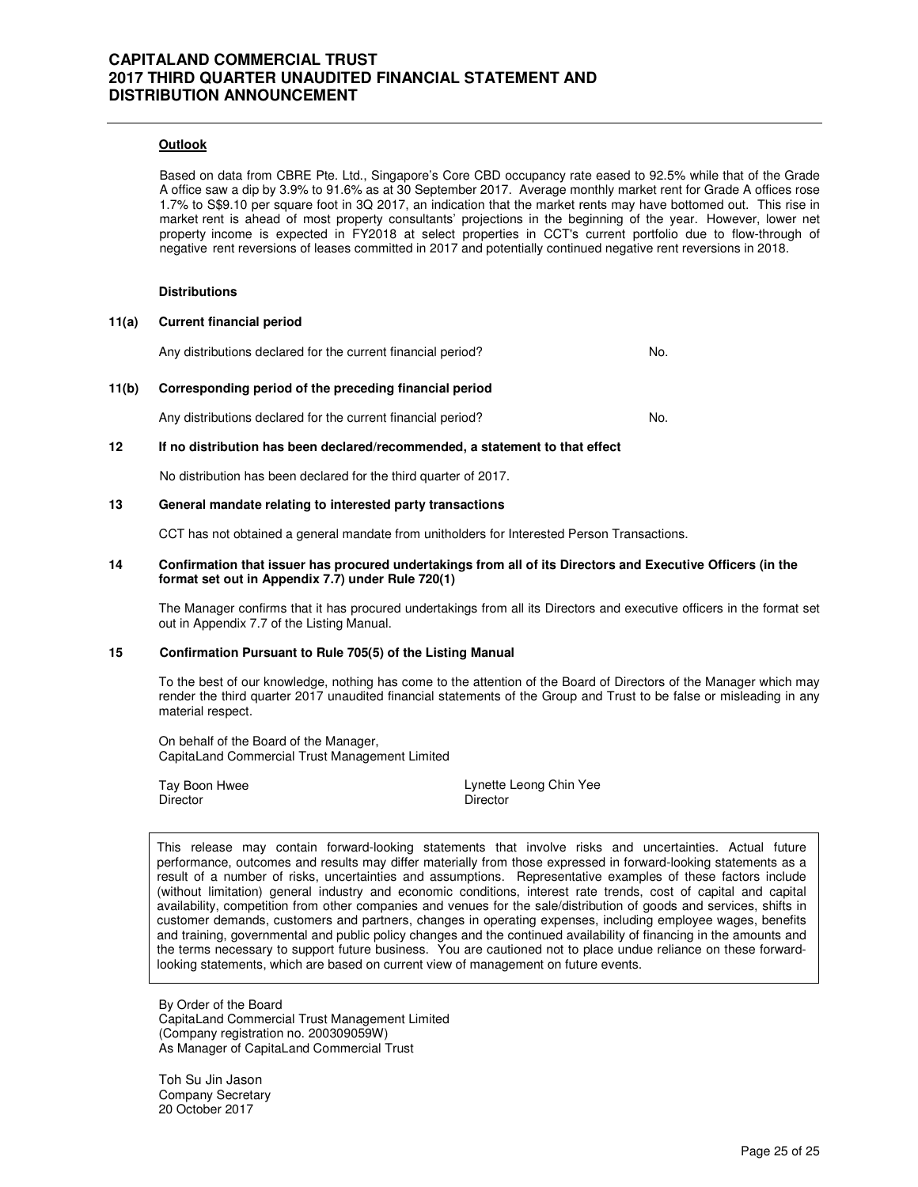**Outlook**

Based on data from CBRE Pte. Ltd., Singapore's Core CBD occupancy rate eased to 92.5% while that of the Grade A office saw a dip by 3.9% to 91.6% as at 30 September 2017. Average monthly market rent for Grade A offices rose 1.7% to S$9.10 per square foot in 3Q 2017, an indication that the market rents may have bottomed out. This rise in market rent is ahead of most property consultants' projections in the beginning of the year. However, lower net property income is expected in FY2018 at select properties in CCT's current portfolio due to flow-through of negative rent reversions of leases committed in 2017 and potentially continued negative rent reversions in 2018.

**Distributions**

**11(a) Current financial period**

Any distributions declared for the current financial period? No.

**11(b) Corresponding period of the preceding financial period**

Any distributions declared for the current financial period? No.

**12 If no distribution has been declared/recommended, a statement to that effect**

No distribution has been declared for the third quarter of 2017.

**13 General mandate relating to interested party transactions**

CCT has not obtained a general mandate from unitholders for Interested Person Transactions.

**14 Confirmation that issuer has procured undertakings from all of its Directors and Executive Officers (in the format set out in Appendix 7.7) under Rule 720(1)**

The Manager confirms that it has procured undertakings from all its Directors and executive officers in the format set out in Appendix 7.7 of the Listing Manual.

**15 Confirmation Pursuant to Rule 705(5) of the Listing Manual**

To the best of our knowledge, nothing has come to the attention of the Board of Directors of the Manager which may render the third quarter 2017 unaudited financial statements of the Group and Trust to be false or misleading in any material respect.

On behalf of the Board of the Manager,
CapitaLand Commercial Trust Management Limited

Tay Boon Hwee
Director

Lynette Leong Chin Yee
Director

This release may contain forward-looking statements that involve risks and uncertainties. Actual future performance, outcomes and results may differ materially from those expressed in forward-looking statements as a result of a number of risks, uncertainties and assumptions. Representative examples of these factors include (without limitation) general industry and economic conditions, interest rate trends, cost of capital and capital availability, competition from other companies and venues for the sale/distribution of goods and services, shifts in customer demands, customers and partners, changes in operating expenses, including employee wages, benefits and training, governmental and public policy changes and the continued availability of financing in the amounts and the terms necessary to support future business. You are cautioned not to place undue reliance on these forward-looking statements, which are based on current view of management on future events.

By Order of the Board
CapitaLand Commercial Trust Management Limited
(Company registration no. 200309059W)
As Manager of CapitaLand Commercial Trust

Toh Su Jin Jason
Company Secretary
20 October 2017